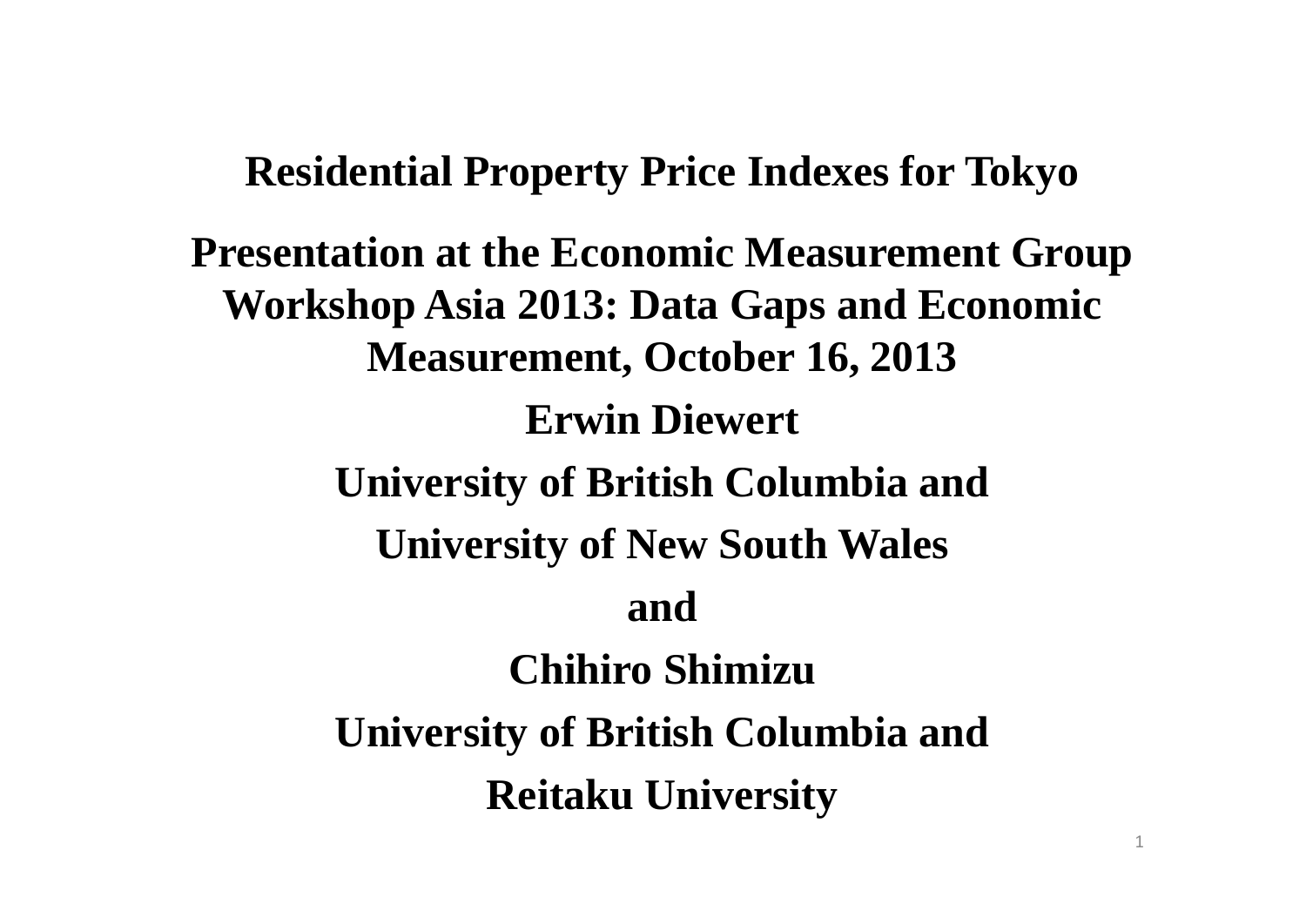# Residential Property Price Indexes for Tokyo

**Presentation at the Economic Measurement Group Workshop Asia 2013: Data Gaps and Economic Measurement, October 16, 2013**

**Erwin Diewert**

**University of British Columbia and**

**University of New South Wales**

**and**

**Chihiro Shimizu**

**University of British Columbia and**

**Reitaku University**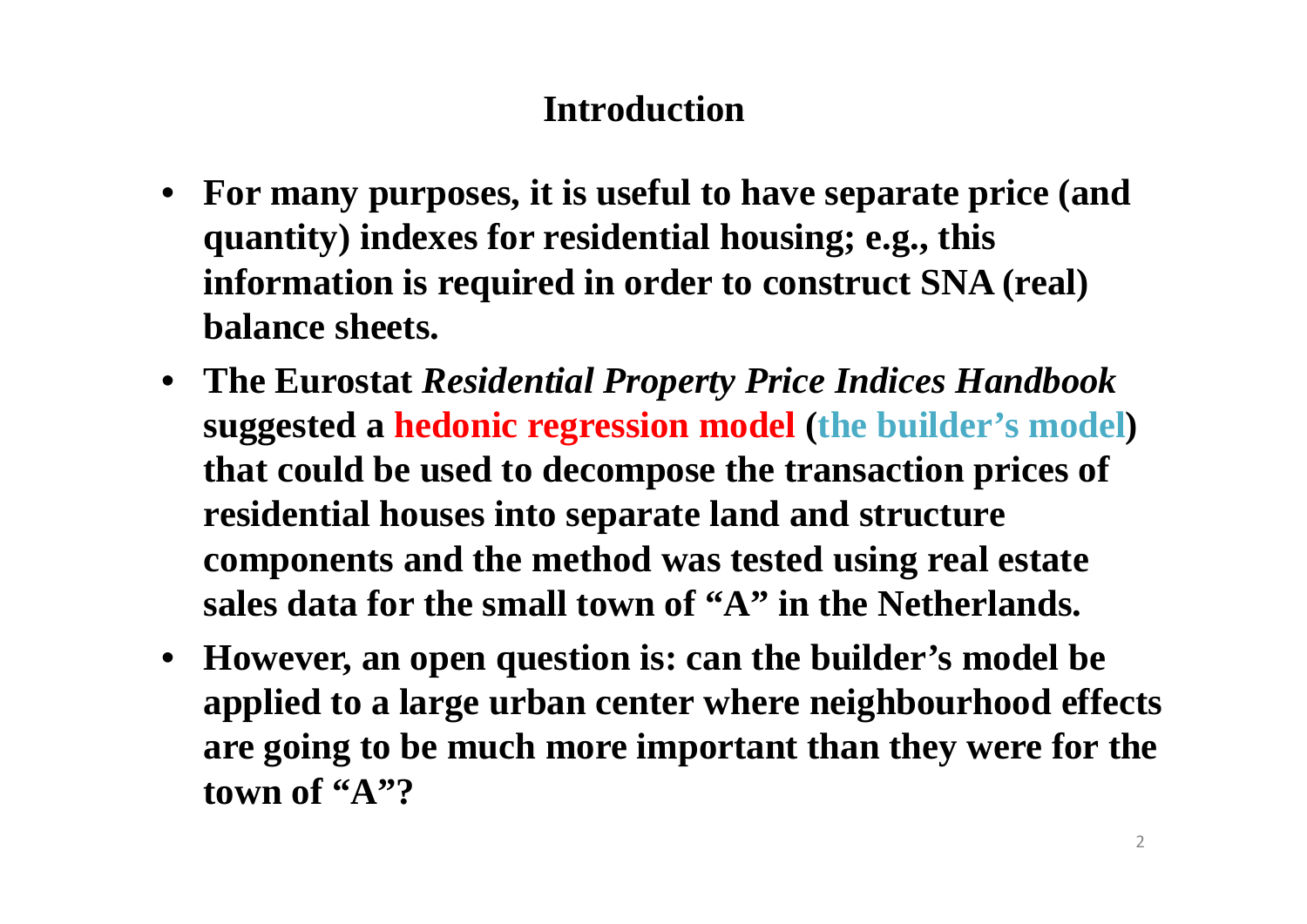# Introduction

- **For many purposes, it is useful to have separate price (and quantity) indexes for residential housing; e.g., this information is required in order to construct SNA (real) balance sheets.**
- **The Eurostat *Residential Property Price Indices Handbook* suggested a hedonic regression model (the builder's model) that could be used to decompose the transaction prices of residential houses into separate land and structure components and the method was tested using real estate sales data for the small town of "A" in the Netherlands.**
- **However, an open question is: can the builder's model be applied to a large urban center where neighbourhood effects are going to be much more important than they were for the town of "A"?**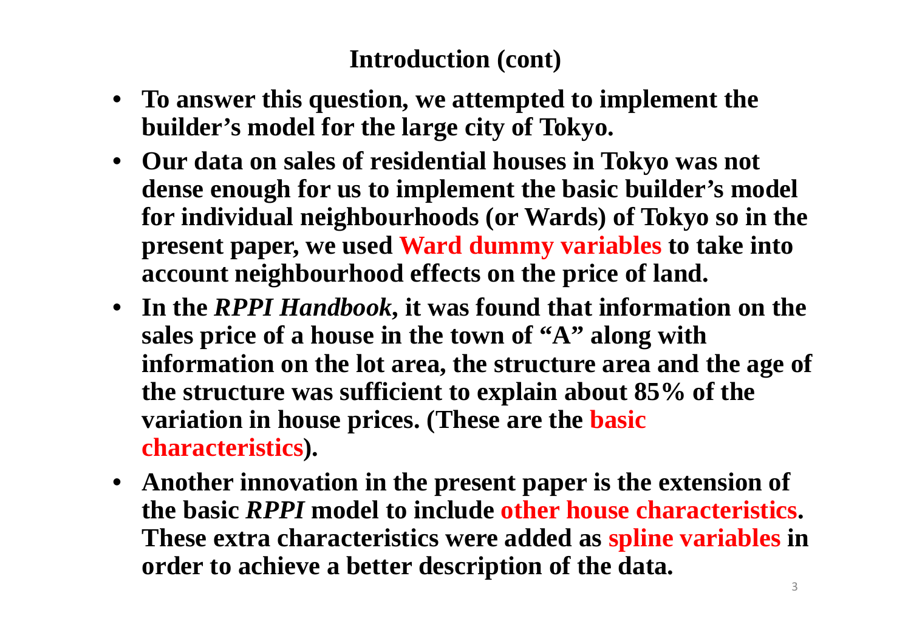## Introduction (cont)

- **To answer this question, we attempted to implement the builder's model for the large city of Tokyo.**
- **Our data on sales of residential houses in Tokyo was not dense enough for us to implement the basic builder's model for individual neighbourhoods (or Wards) of Tokyo so in the present paper, we used Ward dummy variables to take into account neighbourhood effects on the price of land.**
- **In the *RPPI Handbook*, it was found that information on the sales price of a house in the town of "A" along with information on the lot area, the structure area and the age of the structure was sufficient to explain about 85% of the variation in house prices. (These are the basic characteristics).**
- **Another innovation in the present paper is the extension of the basic *RPPI* model to include other house characteristics. These extra characteristics were added as spline variables in order to achieve a better description of the data.**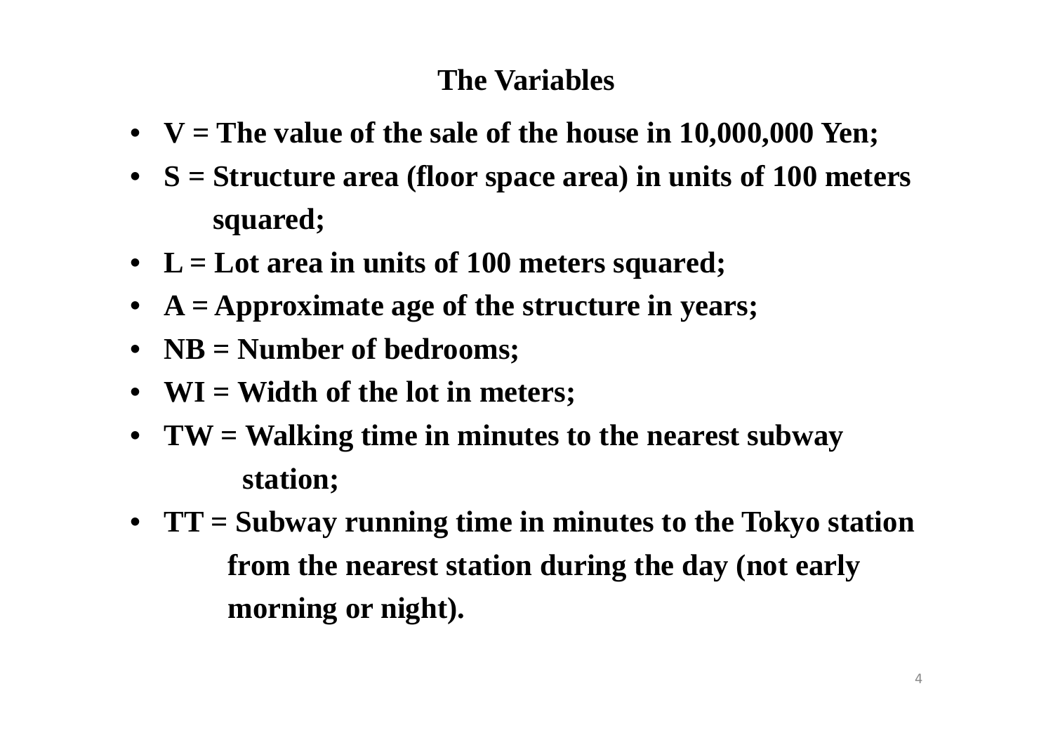## The Variables

- **V = The value of the sale of the house in 10,000,000 Yen;**
- **S = Structure area (floor space area) in units of 100 meters squared;**
- **L = Lot area in units of 100 meters squared;**
- **A = Approximate age of the structure in years;**
- **NB = Number of bedrooms;**
- **WI = Width of the lot in meters;**
- **TW = Walking time in minutes to the nearest subway station;**
- **TT = Subway running time in minutes to the Tokyo station from the nearest station during the day (not early morning or night).**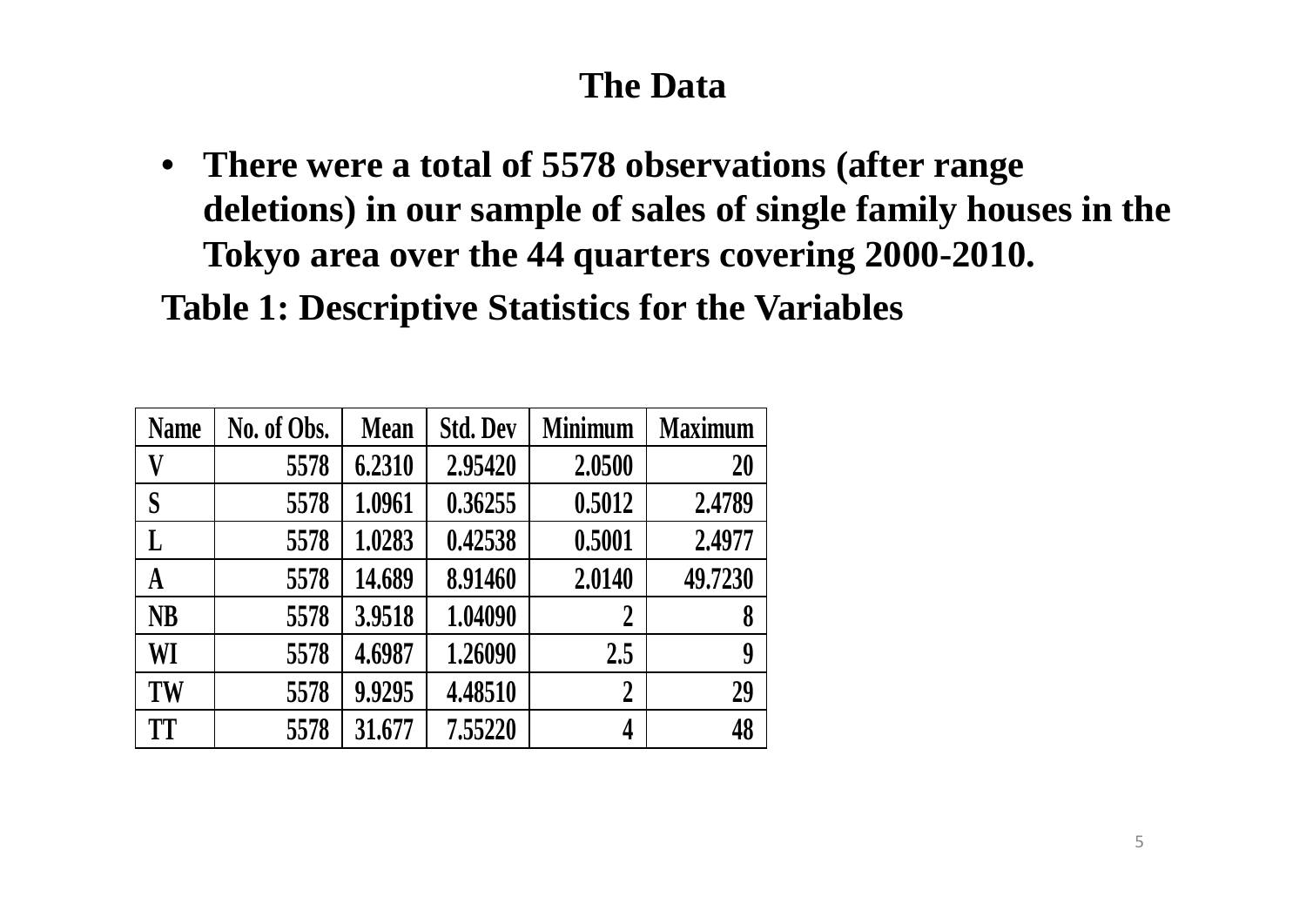# The Data

- **There were a total of 5578 observations (after range deletions) in our sample of sales of single family houses in the Tokyo area over the 44 quarters covering 2000-2010.**

**Table 1: Descriptive Statistics for the Variables**

| Name | No. of Obs. | Mean | Std. Dev | Minimum | Maximum |
|---|---|---|---|---|---|
| V | 5578 | 6.2310 | 2.95420 | 2.0500 | 20 |
| S | 5578 | 1.0961 | 0.36255 | 0.5012 | 2.4789 |
| L | 5578 | 1.0283 | 0.42538 | 0.5001 | 2.4977 |
| A | 5578 | 14.689 | 8.91460 | 2.0140 | 49.7230 |
| NB | 5578 | 3.9518 | 1.04090 | 2 | 8 |
| WI | 5578 | 4.6987 | 1.26090 | 2.5 | 9 |
| TW | 5578 | 9.9295 | 4.48510 | 2 | 29 |
| TT | 5578 | 31.677 | 7.55220 | 4 | 48 |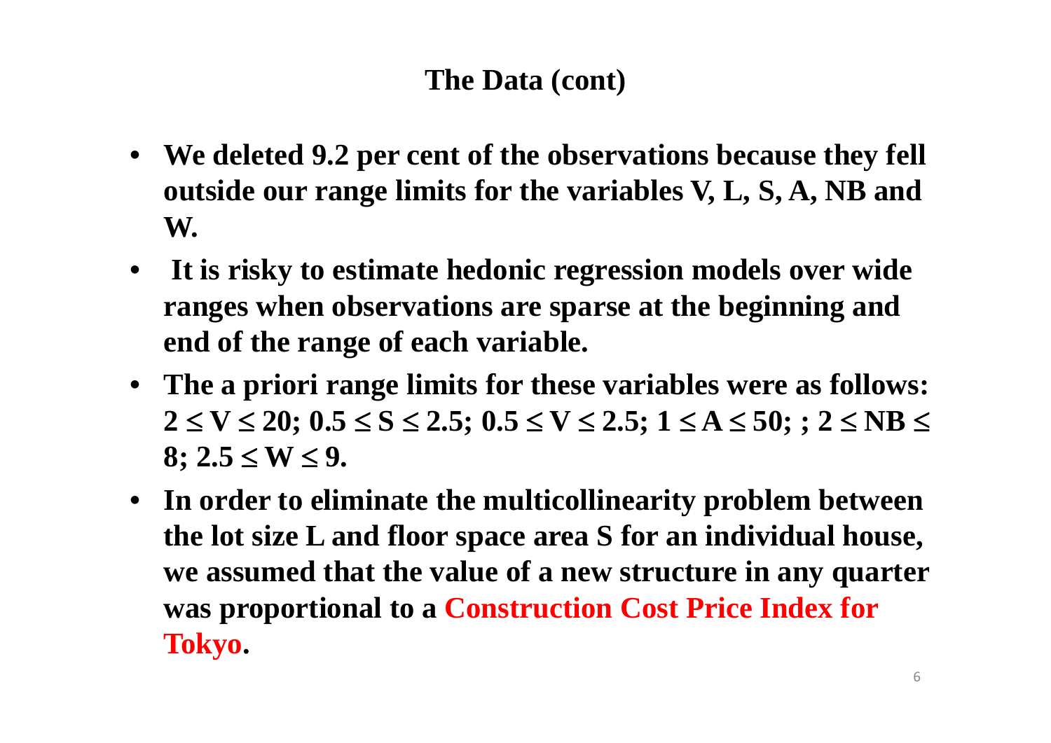## The Data (cont)

- **We deleted 9.2 per cent of the observations because they fell outside our range limits for the variables V, L, S, A, NB and W.**
- **It is risky to estimate hedonic regression models over wide ranges when observations are sparse at the beginning and end of the range of each variable.**
- **The a priori range limits for these variables were as follows: $2 \leq V \leq 20$; $0.5 \leq S \leq 2.5$; $0.5 \leq V \leq 2.5$; $1 \leq A \leq 50$; ; $2 \leq NB \leq 8$; $2.5 \leq W \leq 9$.**
- **In order to eliminate the multicollinearity problem between the lot size L and floor space area S for an individual house, we assumed that the value of a new structure in any quarter was proportional to a Construction Cost Price Index for Tokyo.**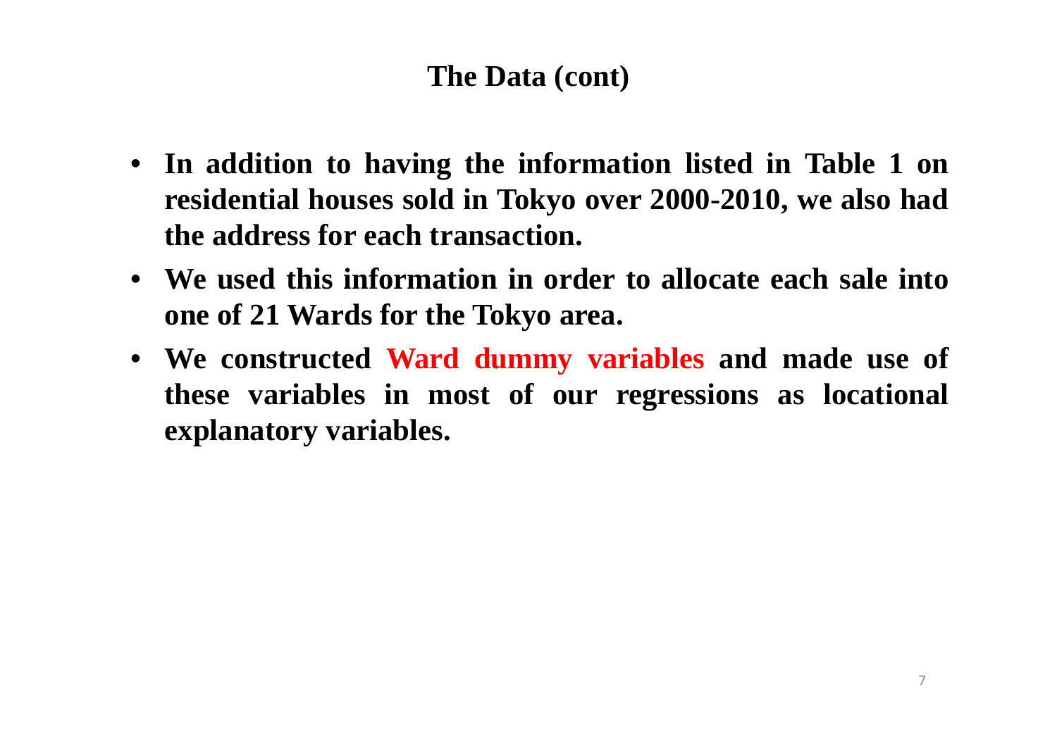# The Data (cont)

- **In addition to having the information listed in Table 1 on residential houses sold in Tokyo over 2000-2010, we also had the address for each transaction.**
- **We used this information in order to allocate each sale into one of 21 Wards for the Tokyo area.**
- **We constructed Ward dummy variables and made use of these variables in most of our regressions as locational explanatory variables.**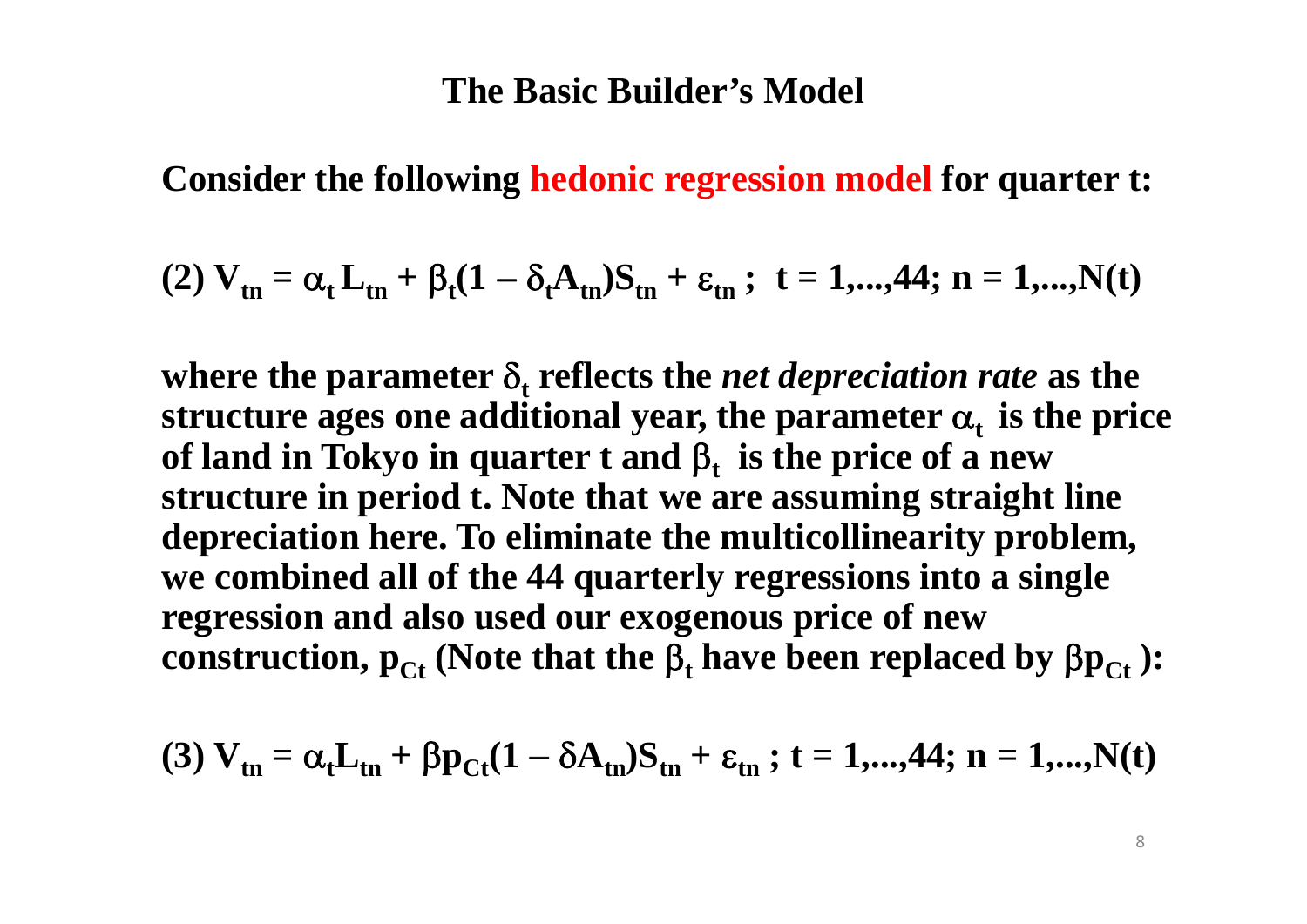# The Basic Builder's Model

**Consider the following hedonic regression model for quarter t:**

$$(2)\ V_{tn} = \alpha_t L_{tn} + \beta_t(1 - \delta_t A_{tn})S_{tn} + \varepsilon_{tn}\ ;\ \ t = 1,...,44;\ n = 1,...,N(t)$$

**where the parameter $\delta_t$ reflects the *net depreciation rate* as the structure ages one additional year, the parameter $\alpha_t$ is the price of land in Tokyo in quarter t and $\beta_t$ is the price of a new structure in period t. Note that we are assuming straight line depreciation here. To eliminate the multicollinearity problem, we combined all of the 44 quarterly regressions into a single regression and also used our exogenous price of new construction, $p_{Ct}$ (Note that the $\beta_t$ have been replaced by $\beta p_{Ct}$):**

$$(3)\ V_{tn} = \alpha_t L_{tn} + \beta p_{Ct}(1 - \delta A_{tn})S_{tn} + \varepsilon_{tn}\ ;\ t = 1,...,44;\ n = 1,...,N(t)$$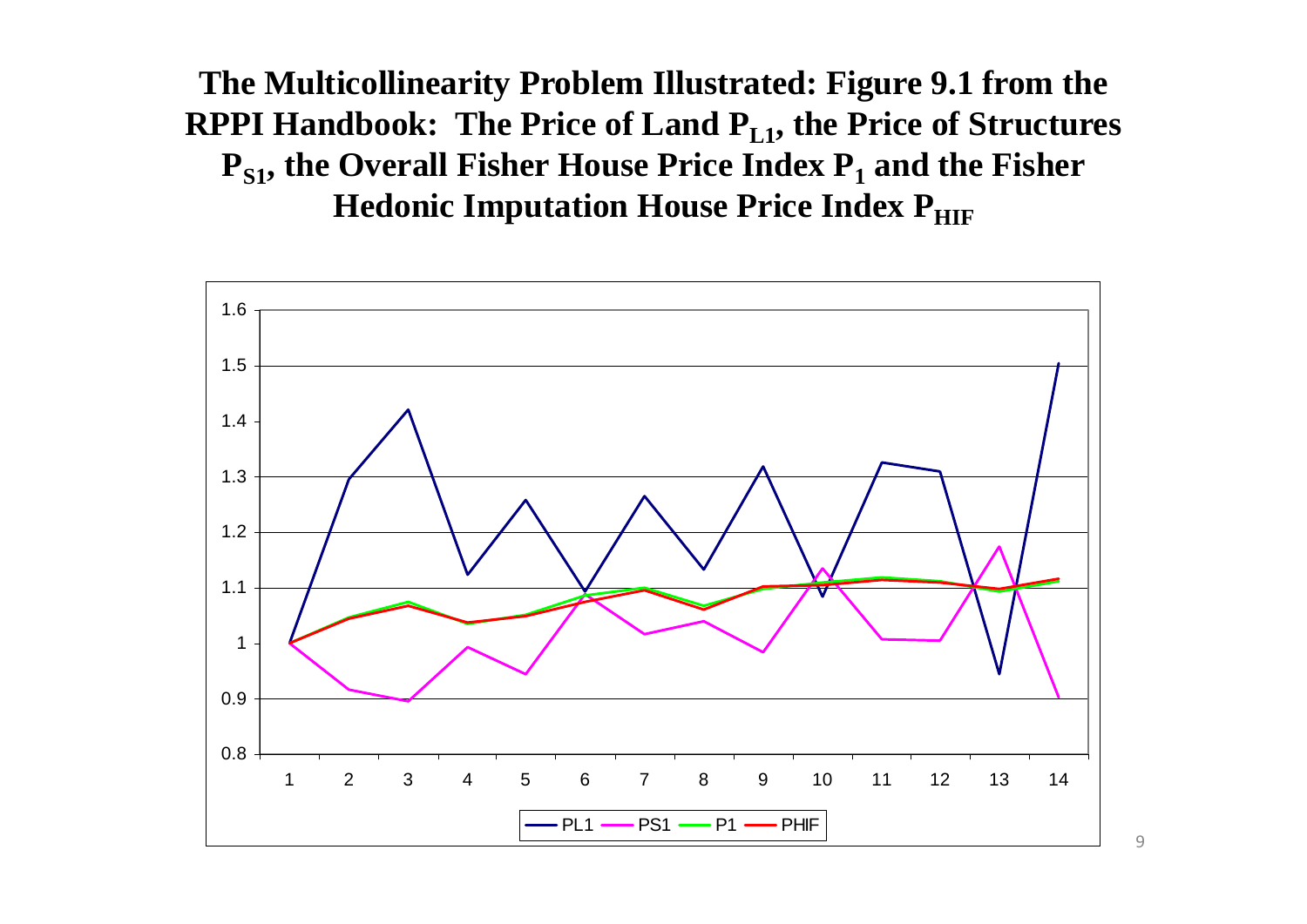# The Multicollinearity Problem Illustrated: Figure 9.1 from the RPPI Handbook: The Price of Land $P_{L1}$, the Price of Structures $P_{S1}$, the Overall Fisher House Price Index $P_1$ and the Fisher Hedonic Imputation House Price Index $P_{HIF}$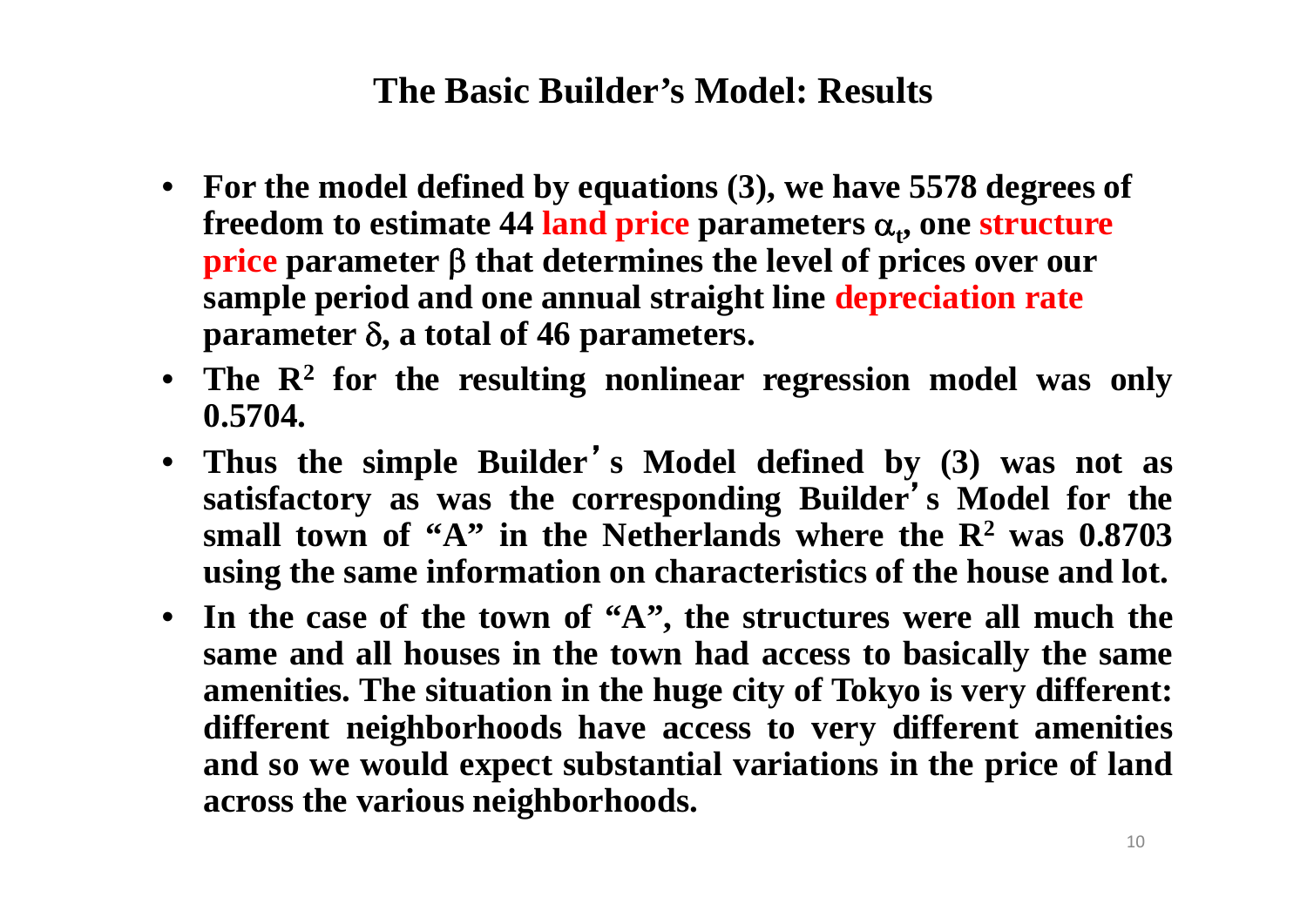## The Basic Builder's Model: Results

- **For the model defined by equations (3), we have 5578 degrees of freedom to estimate 44 land price parameters $\alpha_t$, one structure price parameter $\beta$ that determines the level of prices over our sample period and one annual straight line depreciation rate parameter $\delta$, a total of 46 parameters.**
- **The $R^2$ for the resulting nonlinear regression model was only 0.5704.**
- **Thus the simple Builder's Model defined by (3) was not as satisfactory as was the corresponding Builder's Model for the small town of "A" in the Netherlands where the $R^2$ was 0.8703 using the same information on characteristics of the house and lot.**
- **In the case of the town of "A", the structures were all much the same and all houses in the town had access to basically the same amenities. The situation in the huge city of Tokyo is very different: different neighborhoods have access to very different amenities and so we would expect substantial variations in the price of land across the various neighborhoods.**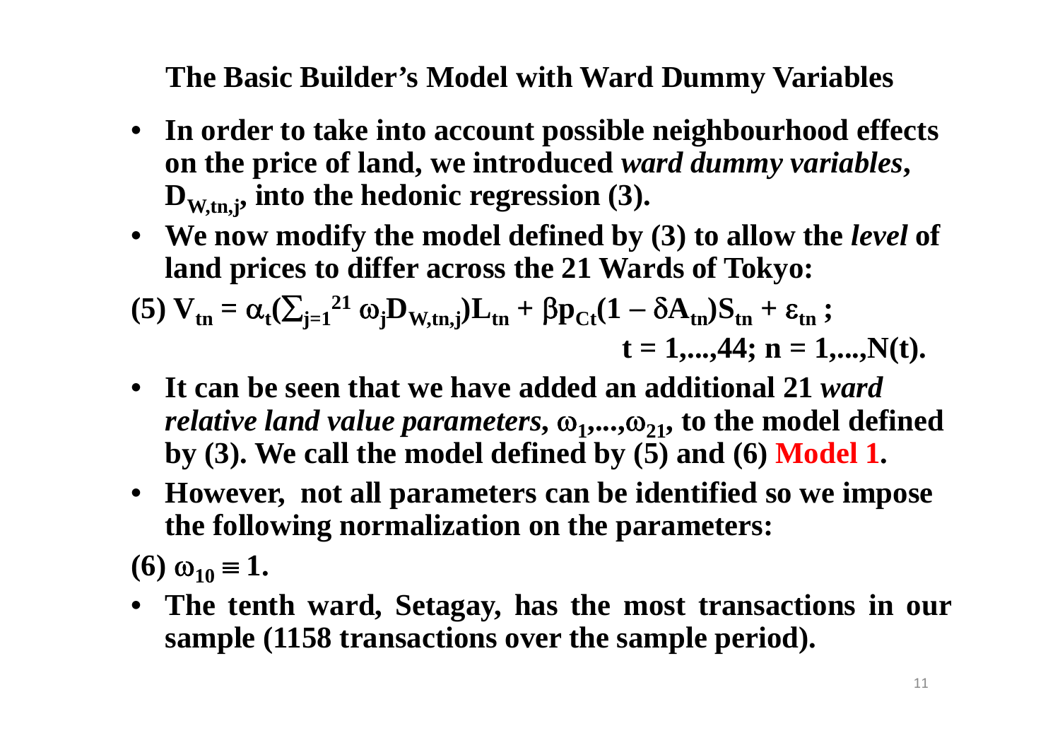## The Basic Builder's Model with Ward Dummy Variables

- **In order to take into account possible neighbourhood effects on the price of land, we introduced *ward dummy variables*, $D_{W,tn,j}$, into the hedonic regression (3).**
- **We now modify the model defined by (3) to allow the *level* of land prices to differ across the 21 Wards of Tokyo:**

$$(5)\ V_{tn} = \alpha_t\left(\sum_{j=1}^{21} \omega_j D_{W,tn,j}\right)L_{tn} + \beta p_{Ct}(1 - \delta A_{tn})S_{tn} + \varepsilon_{tn}\ ; \quad t = 1,...,44;\ n = 1,...,N(t).$$

- **It can be seen that we have added an additional 21 *ward relative land value parameters*, $\omega_1,...,\omega_{21}$, to the model defined by (3). We call the model defined by (5) and (6) Model 1.**
- **However, not all parameters can be identified so we impose the following normalization on the parameters:**

$$(6)\ \omega_{10} \equiv 1.$$

- **The tenth ward, Setagay, has the most transactions in our sample (1158 transactions over the sample period).**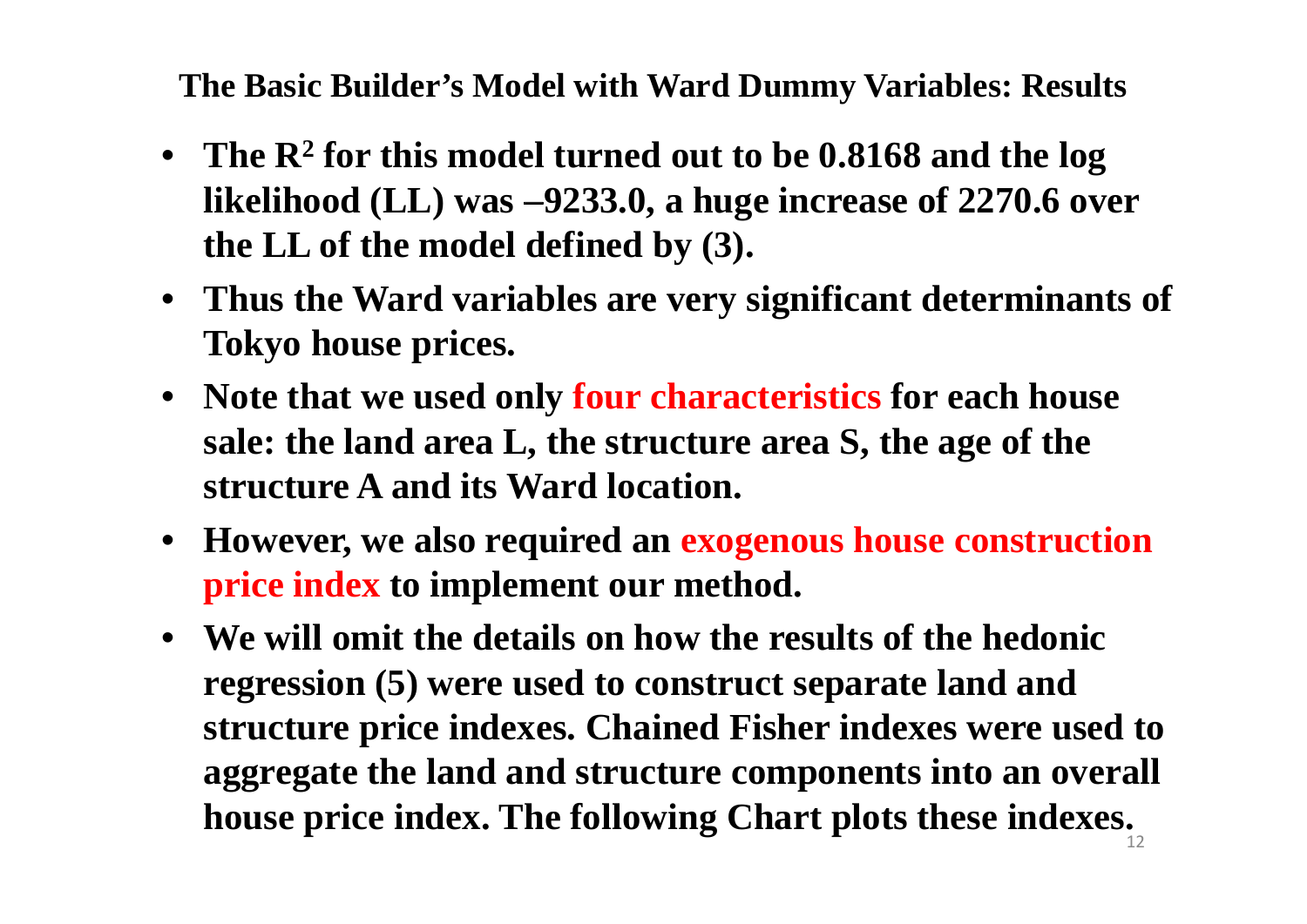## The Basic Builder's Model with Ward Dummy Variables: Results

- **The $R^2$ for this model turned out to be 0.8168 and the log likelihood (LL) was –9233.0, a huge increase of 2270.6 over the LL of the model defined by (3).**
- **Thus the Ward variables are very significant determinants of Tokyo house prices.**
- **Note that we used only four characteristics for each house sale: the land area L, the structure area S, the age of the structure A and its Ward location.**
- **However, we also required an exogenous house construction price index to implement our method.**
- **We will omit the details on how the results of the hedonic regression (5) were used to construct separate land and structure price indexes. Chained Fisher indexes were used to aggregate the land and structure components into an overall house price index. The following Chart plots these indexes.**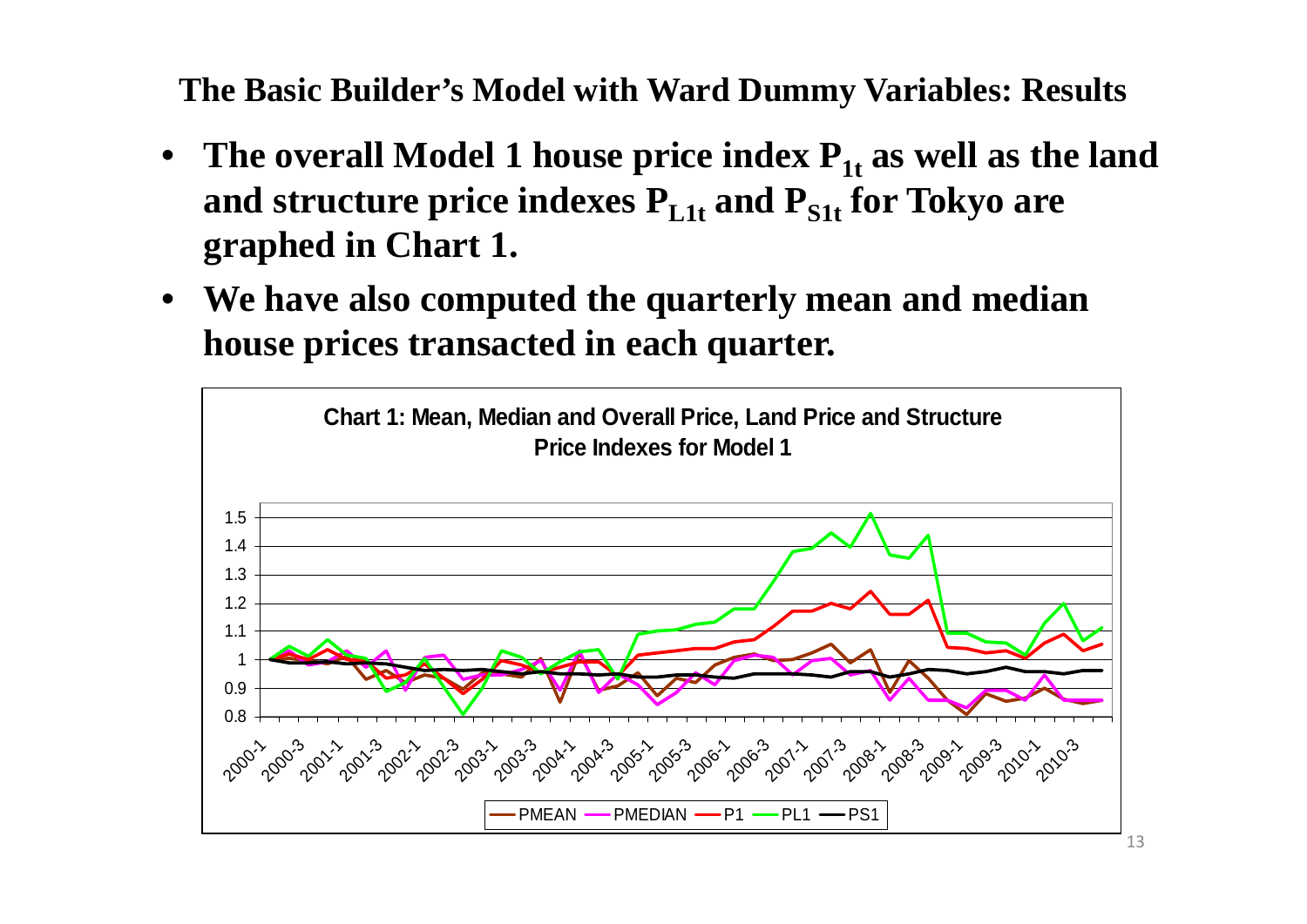## The Basic Builder's Model with Ward Dummy Variables: Results

- **The overall Model 1 house price index $P_{1t}$ as well as the land and structure price indexes $P_{L1t}$ and $P_{S1t}$ for Tokyo are graphed in Chart 1.**
- **We have also computed the quarterly mean and median house prices transacted in each quarter.**

**Chart 1: Mean, Median and Overall Price, Land Price and Structure Price Indexes for Model 1**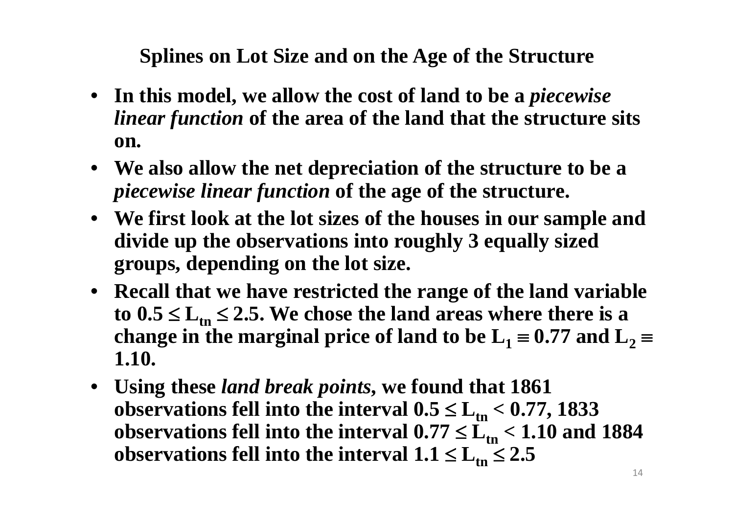## Splines on Lot Size and on the Age of the Structure

- **In this model, we allow the cost of land to be a *piecewise linear function* of the area of the land that the structure sits on.**
- **We also allow the net depreciation of the structure to be a *piecewise linear function* of the age of the structure.**
- **We first look at the lot sizes of the houses in our sample and divide up the observations into roughly 3 equally sized groups, depending on the lot size.**
- **Recall that we have restricted the range of the land variable to $0.5 \leq L_{tn} \leq 2.5$. We chose the land areas where there is a change in the marginal price of land to be $L_1 \equiv 0.77$ and $L_2 \equiv 1.10$.**
- **Using these *land break points,* we found that 1861 observations fell into the interval $0.5 \leq L_{tn} < 0.77$, 1833 observations fell into the interval $0.77 \leq L_{tn} < 1.10$ and 1884 observations fell into the interval $1.1 \leq L_{tn} \leq 2.5$**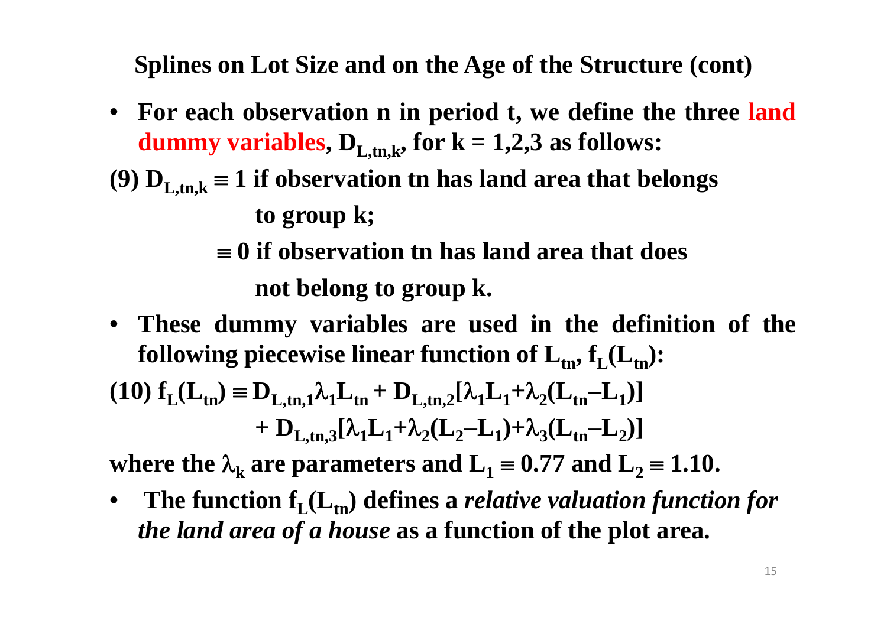## Splines on Lot Size and on the Age of the Structure (cont)

- **For each observation n in period t, we define the three land dummy variables, $D_{L,tn,k}$, for k = 1,2,3 as follows:**

**(9)** $D_{L,tn,k} \equiv 1$ **if observation tn has land area that belongs to group k;**

$\equiv 0$ **if observation tn has land area that does not belong to group k.**

- **These dummy variables are used in the definition of the following piecewise linear function of $L_{tn}$, $f_L(L_{tn})$:**

$$(10)\ f_L(L_{tn}) \equiv D_{L,tn,1}\lambda_1 L_{tn} + D_{L,tn,2}[\lambda_1 L_1 + \lambda_2(L_{tn} - L_1)] + D_{L,tn,3}[\lambda_1 L_1 + \lambda_2(L_2 - L_1) + \lambda_3(L_{tn} - L_2)]$$

**where the $\lambda_k$ are parameters and $L_1 \equiv 0.77$ and $L_2 \equiv 1.10$.**

- **The function $f_L(L_{tn})$ defines a *relative valuation function for the land area of a house* as a function of the plot area.**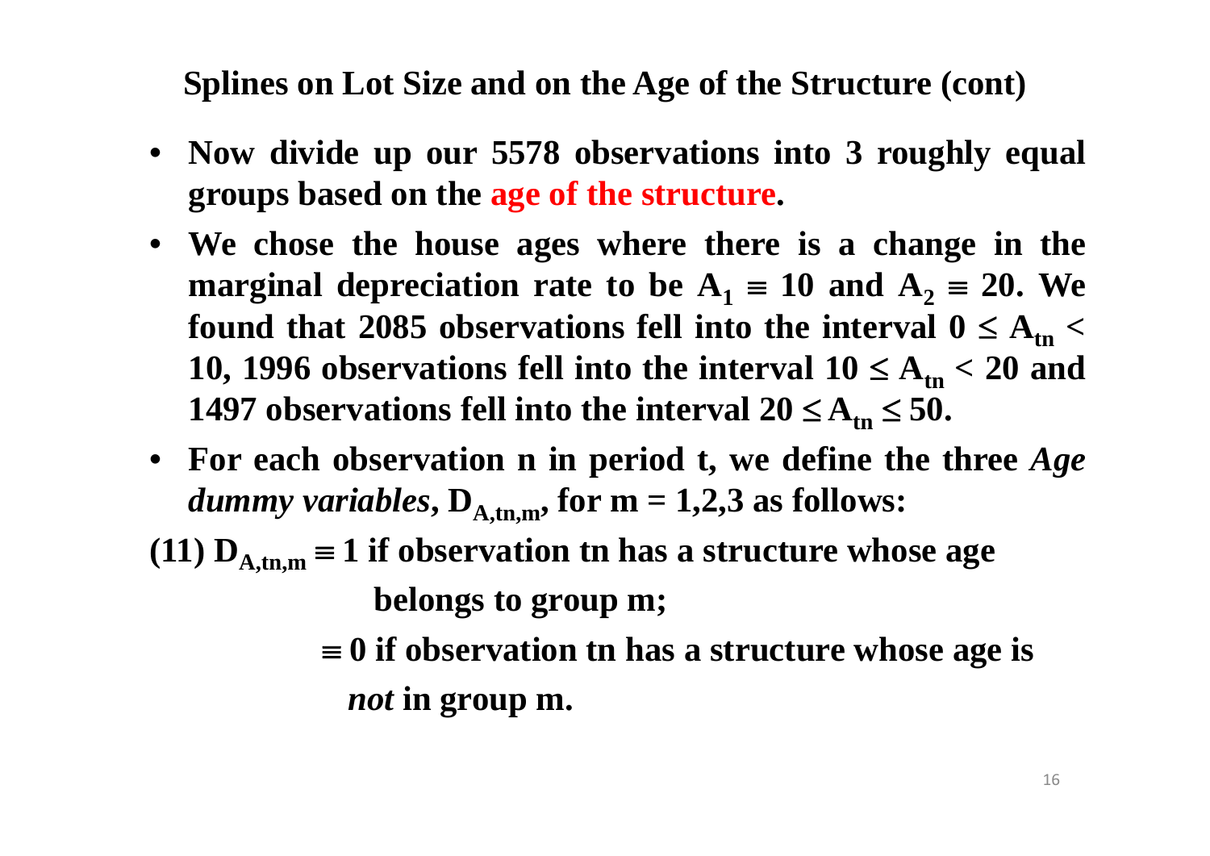## Splines on Lot Size and on the Age of the Structure (cont)

- **Now divide up our 5578 observations into 3 roughly equal groups based on the age of the structure.**
- **We chose the house ages where there is a change in the marginal depreciation rate to be $A_1 \equiv 10$ and $A_2 \equiv 20$. We found that 2085 observations fell into the interval $0 \le A_{tn} < 10$, 1996 observations fell into the interval $10 \le A_{tn} < 20$ and 1497 observations fell into the interval $20 \le A_{tn} \le 50$.**
- **For each observation n in period t, we define the three *Age dummy variables*, $D_{A,tn,m}$, for m = 1,2,3 as follows:**

**(11)** $D_{A,tn,m} \equiv 1$ **if observation tn has a structure whose age belongs to group m;**

$\equiv 0$ **if observation tn has a structure whose age is *not* in group m.**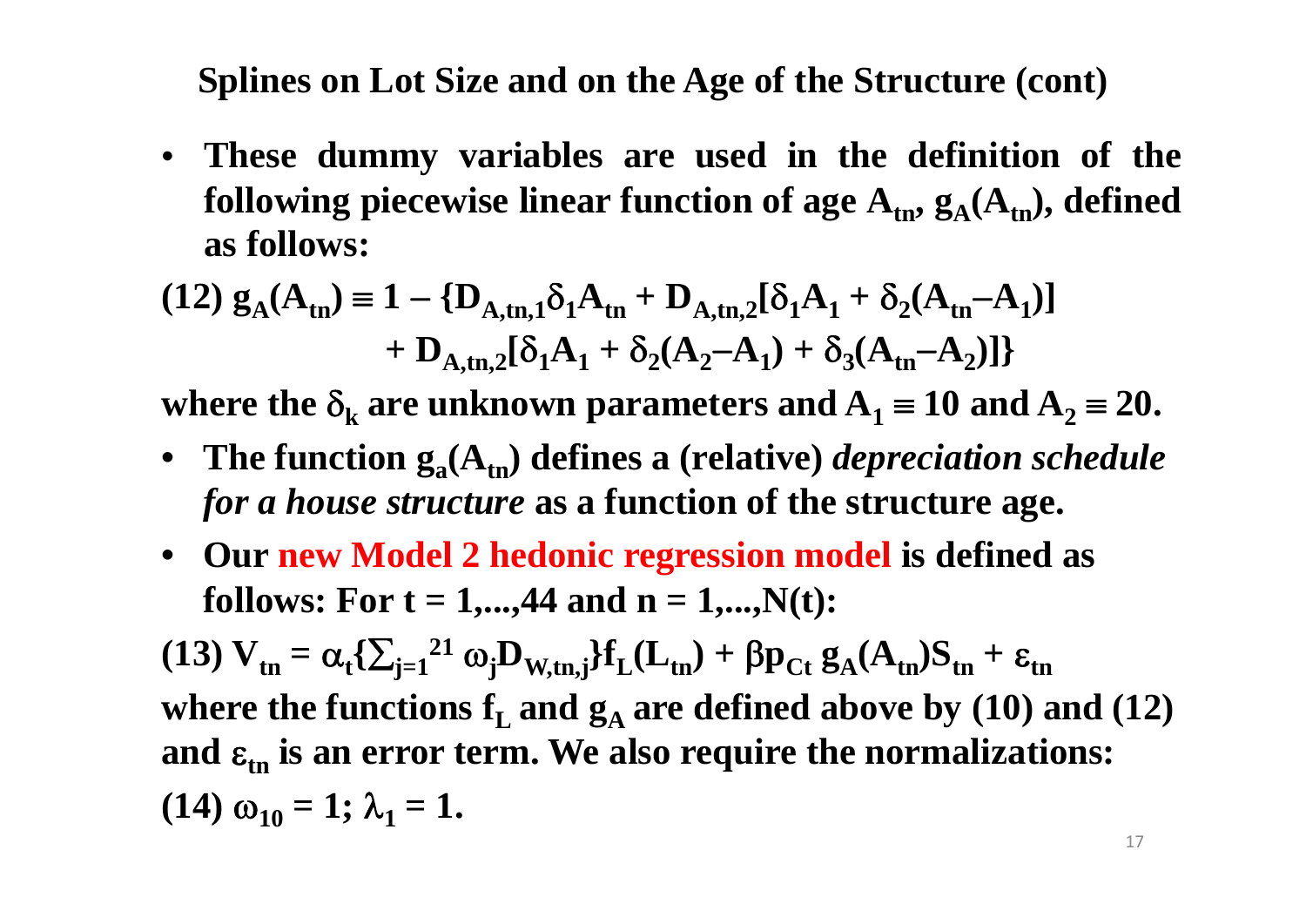## Splines on Lot Size and on the Age of the Structure (cont)

- These dummy variables are used in the definition of the following piecewise linear function of age $A_{tn}$, $g_A(A_{tn})$, defined as follows:

$$(12)\ g_A(A_{tn}) \equiv 1 - \{D_{A,tn,1}\delta_1 A_{tn} + D_{A,tn,2}[\delta_1 A_1 + \delta_2(A_{tn} - A_1)] + D_{A,tn,2}[\delta_1 A_1 + \delta_2(A_2 - A_1) + \delta_3(A_{tn} - A_2)]\}$$

where the $\delta_k$ are unknown parameters and $A_1 \equiv 10$ and $A_2 \equiv 20$.

- The function $g_a(A_{tn})$ defines a (relative) *depreciation schedule for a house structure* as a function of the structure age.
- Our new Model 2 hedonic regression model is defined as follows: For $t = 1,...,44$ and $n = 1,...,N(t)$:

$$(13)\ V_{tn} = \alpha_t\{\textstyle\sum_{j=1}^{21} \omega_j D_{W,tn,j}\} f_L(L_{tn}) + \beta p_{Ct}\, g_A(A_{tn}) S_{tn} + \varepsilon_{tn}$$

where the functions $f_L$ and $g_A$ are defined above by (10) and (12) and $\varepsilon_{tn}$ is an error term. We also require the normalizations:

$$(14)\ \omega_{10} = 1;\ \lambda_1 = 1.$$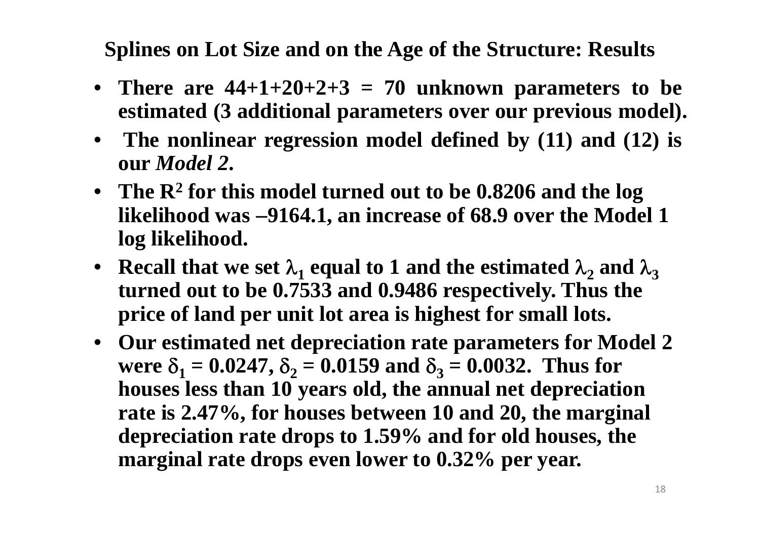## Splines on Lot Size and on the Age of the Structure: Results

- **There are 44+1+20+2+3 = 70 unknown parameters to be estimated (3 additional parameters over our previous model).**
- **The nonlinear regression model defined by (11) and (12) is our *Model 2*.**
- **The $R^2$ for this model turned out to be 0.8206 and the log likelihood was –9164.1, an increase of 68.9 over the Model 1 log likelihood.**
- **Recall that we set $\lambda_1$ equal to 1 and the estimated $\lambda_2$ and $\lambda_3$ turned out to be 0.7533 and 0.9486 respectively. Thus the price of land per unit lot area is highest for small lots.**
- **Our estimated net depreciation rate parameters for Model 2 were $\delta_1 = 0.0247$, $\delta_2 = 0.0159$ and $\delta_3 = 0.0032$. Thus for houses less than 10 years old, the annual net depreciation rate is 2.47%, for houses between 10 and 20, the marginal depreciation rate drops to 1.59% and for old houses, the marginal rate drops even lower to 0.32% per year.**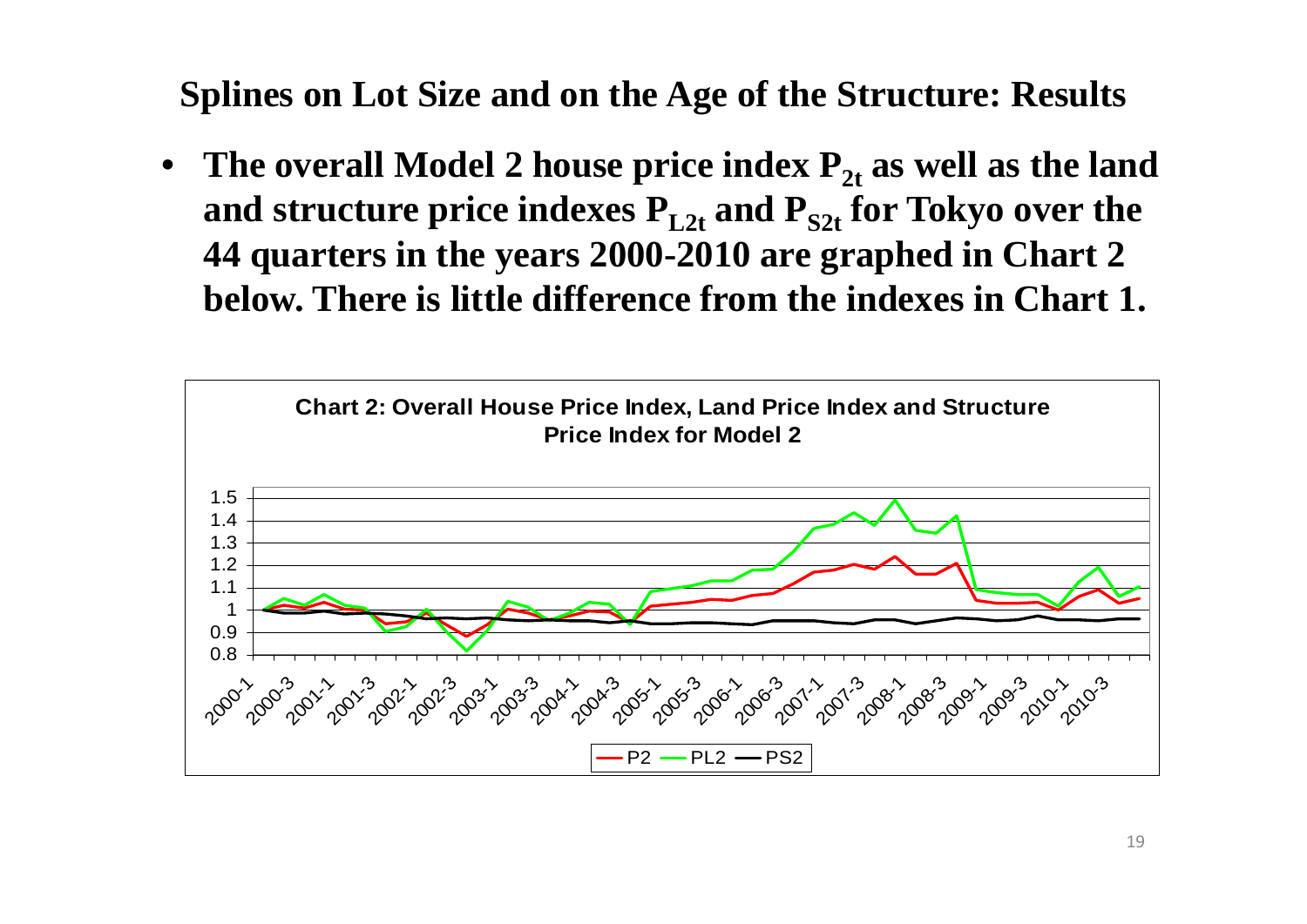## Splines on Lot Size and on the Age of the Structure: Results

- **The overall Model 2 house price index $P_{2t}$ as well as the land and structure price indexes $P_{L2t}$ and $P_{S2t}$ for Tokyo over the 44 quarters in the years 2000-2010 are graphed in Chart 2 below. There is little difference from the indexes in Chart 1.**

**Chart 2: Overall House Price Index, Land Price Index and Structure Price Index for Model 2**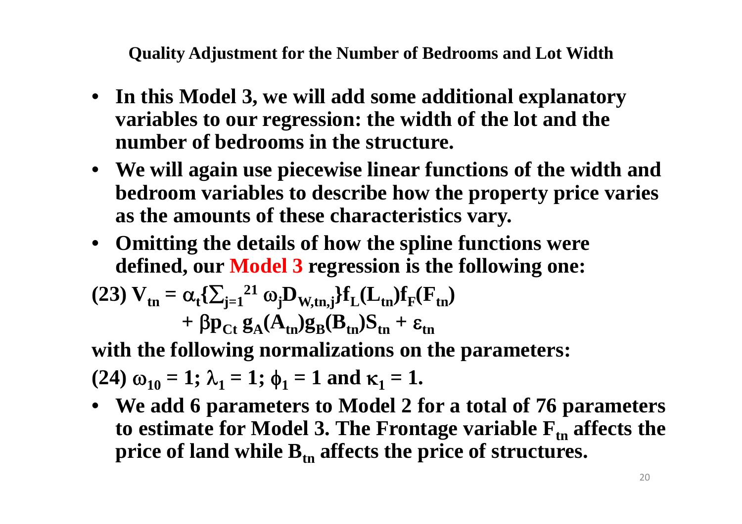## Quality Adjustment for the Number of Bedrooms and Lot Width

- **In this Model 3, we will add some additional explanatory variables to our regression: the width of the lot and the number of bedrooms in the structure.**
- **We will again use piecewise linear functions of the width and bedroom variables to describe how the property price varies as the amounts of these characteristics vary.**
- **Omitting the details of how the spline functions were defined, our Model 3 regression is the following one:**

$$(23)\ V_{tn} = \alpha_t\{\textstyle\sum_{j=1}^{21} \omega_j D_{W,tn,j}\} f_L(L_{tn}) f_F(F_{tn}) + \beta p_{Ct}\, g_A(A_{tn}) g_B(B_{tn}) S_{tn} + \varepsilon_{tn}$$

**with the following normalizations on the parameters:**

$$(24)\ \omega_{10} = 1;\ \lambda_1 = 1;\ \phi_1 = 1 \text{ and } \kappa_1 = 1.$$

- **We add 6 parameters to Model 2 for a total of 76 parameters to estimate for Model 3. The Frontage variable $F_{tn}$ affects the price of land while $B_{tn}$ affects the price of structures.**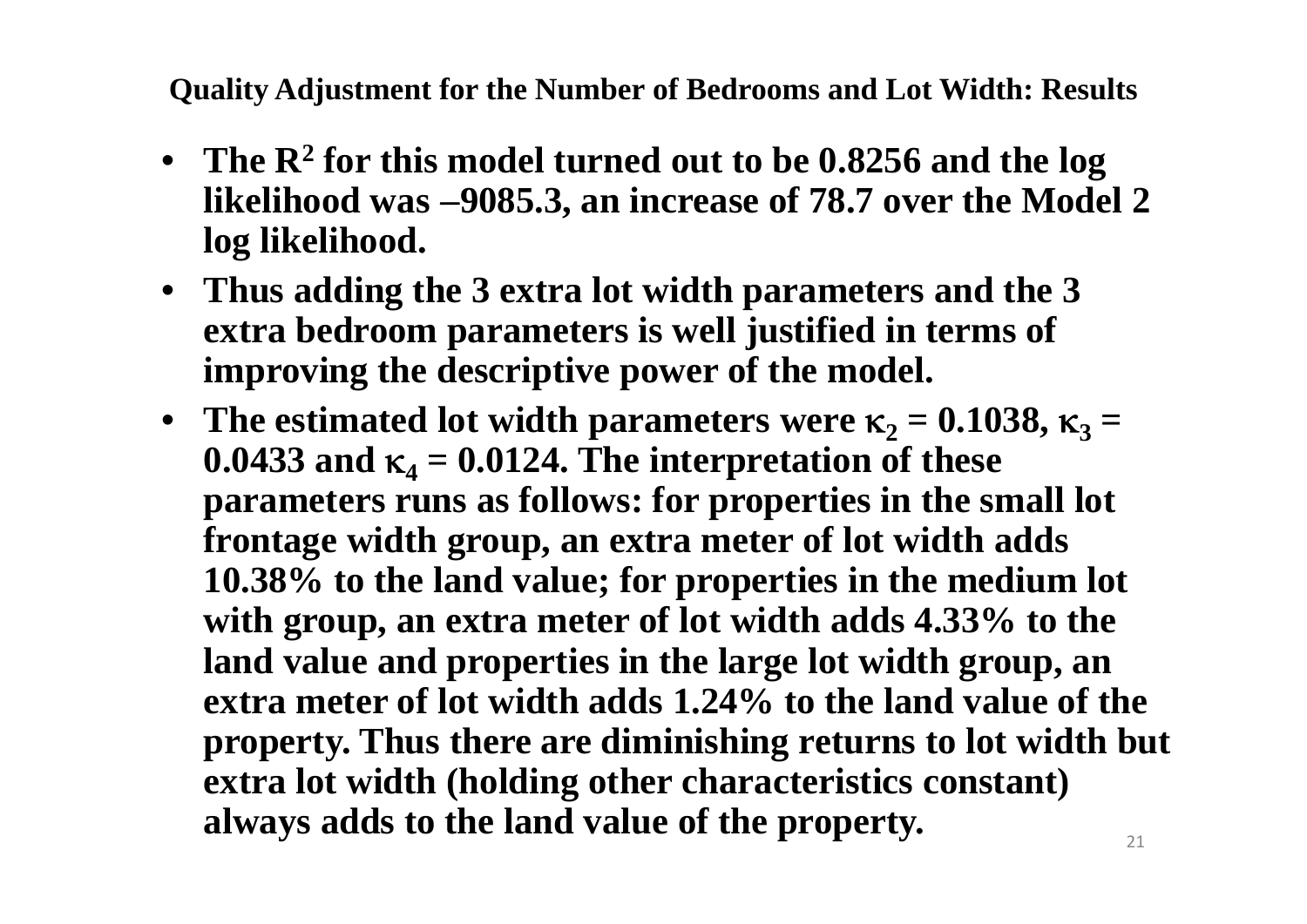### Quality Adjustment for the Number of Bedrooms and Lot Width: Results

- **The $R^2$ for this model turned out to be 0.8256 and the log likelihood was –9085.3, an increase of 78.7 over the Model 2 log likelihood.**
- **Thus adding the 3 extra lot width parameters and the 3 extra bedroom parameters is well justified in terms of improving the descriptive power of the model.**
- **The estimated lot width parameters were $\kappa_2$ = 0.1038, $\kappa_3$ = 0.0433 and $\kappa_4$ = 0.0124. The interpretation of these parameters runs as follows: for properties in the small lot frontage width group, an extra meter of lot width adds 10.38% to the land value; for properties in the medium lot with group, an extra meter of lot width adds 4.33% to the land value and properties in the large lot width group, an extra meter of lot width adds 1.24% to the land value of the property. Thus there are diminishing returns to lot width but extra lot width (holding other characteristics constant) always adds to the land value of the property.**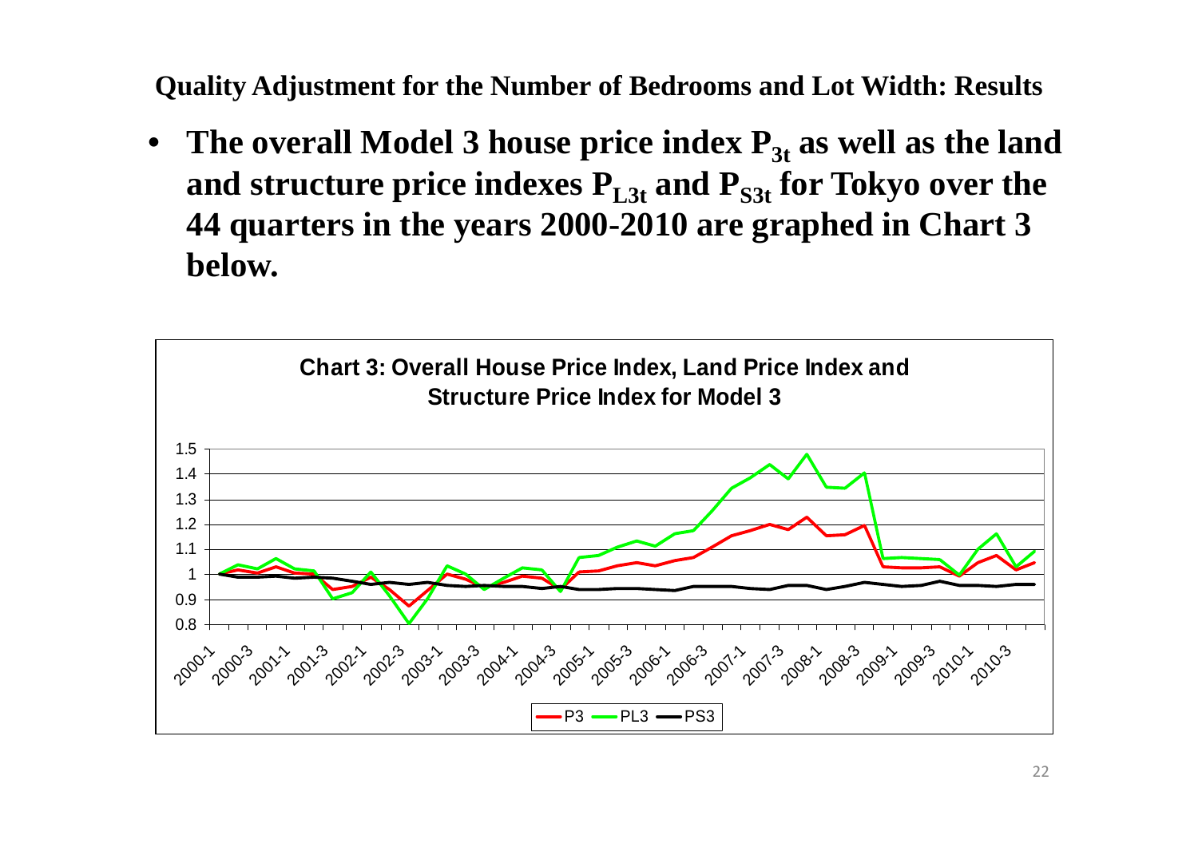## Quality Adjustment for the Number of Bedrooms and Lot Width: Results

- **The overall Model 3 house price index $P_{3t}$ as well as the land and structure price indexes $P_{L3t}$ and $P_{S3t}$ for Tokyo over the 44 quarters in the years 2000-2010 are graphed in Chart 3 below.**

**Chart 3: Overall House Price Index, Land Price Index and Structure Price Index for Model 3**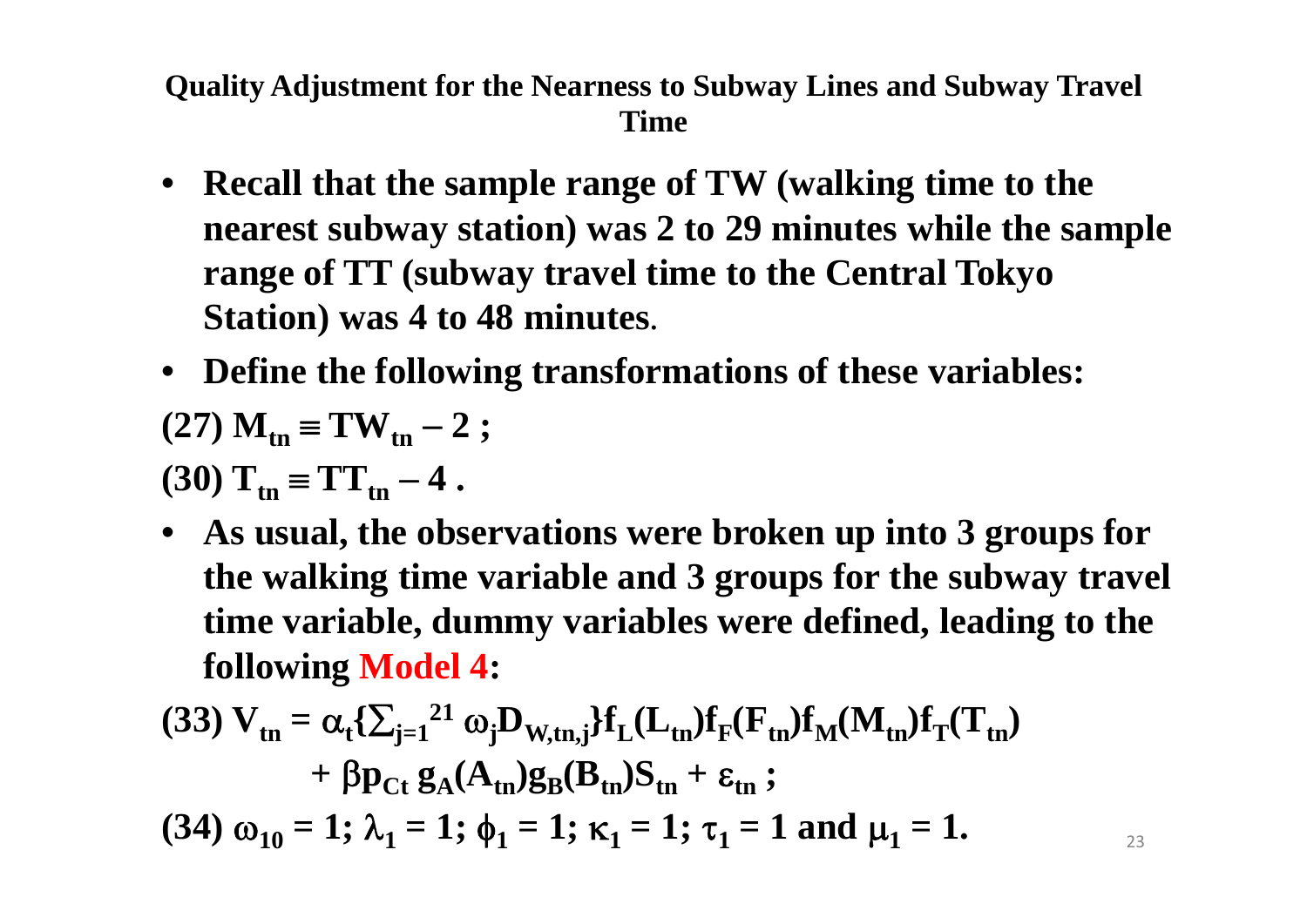## Quality Adjustment for the Nearness to Subway Lines and Subway Travel Time

- **Recall that the sample range of TW (walking time to the nearest subway station) was 2 to 29 minutes while the sample range of TT (subway travel time to the Central Tokyo Station) was 4 to 48 minutes.**
- **Define the following transformations of these variables:**

$$(27)\ M_{tn} \equiv TW_{tn} - 2\ ;$$

$$(30)\ T_{tn} \equiv TT_{tn} - 4\ .$$

- **As usual, the observations were broken up into 3 groups for the walking time variable and 3 groups for the subway travel time variable, dummy variables were defined, leading to the following Model 4:**

$$(33)\ V_{tn} = \alpha_t\{\textstyle\sum_{j=1}^{21} \omega_j D_{W,tn,j}\} f_L(L_{tn}) f_F(F_{tn}) f_M(M_{tn}) f_T(T_{tn}) + \beta p_{Ct}\, g_A(A_{tn}) g_B(B_{tn}) S_{tn} + \varepsilon_{tn}\ ;$$

$$(34)\ \omega_{10} = 1;\ \lambda_1 = 1;\ \phi_1 = 1;\ \kappa_1 = 1;\ \tau_1 = 1 \text{ and } \mu_1 = 1.$$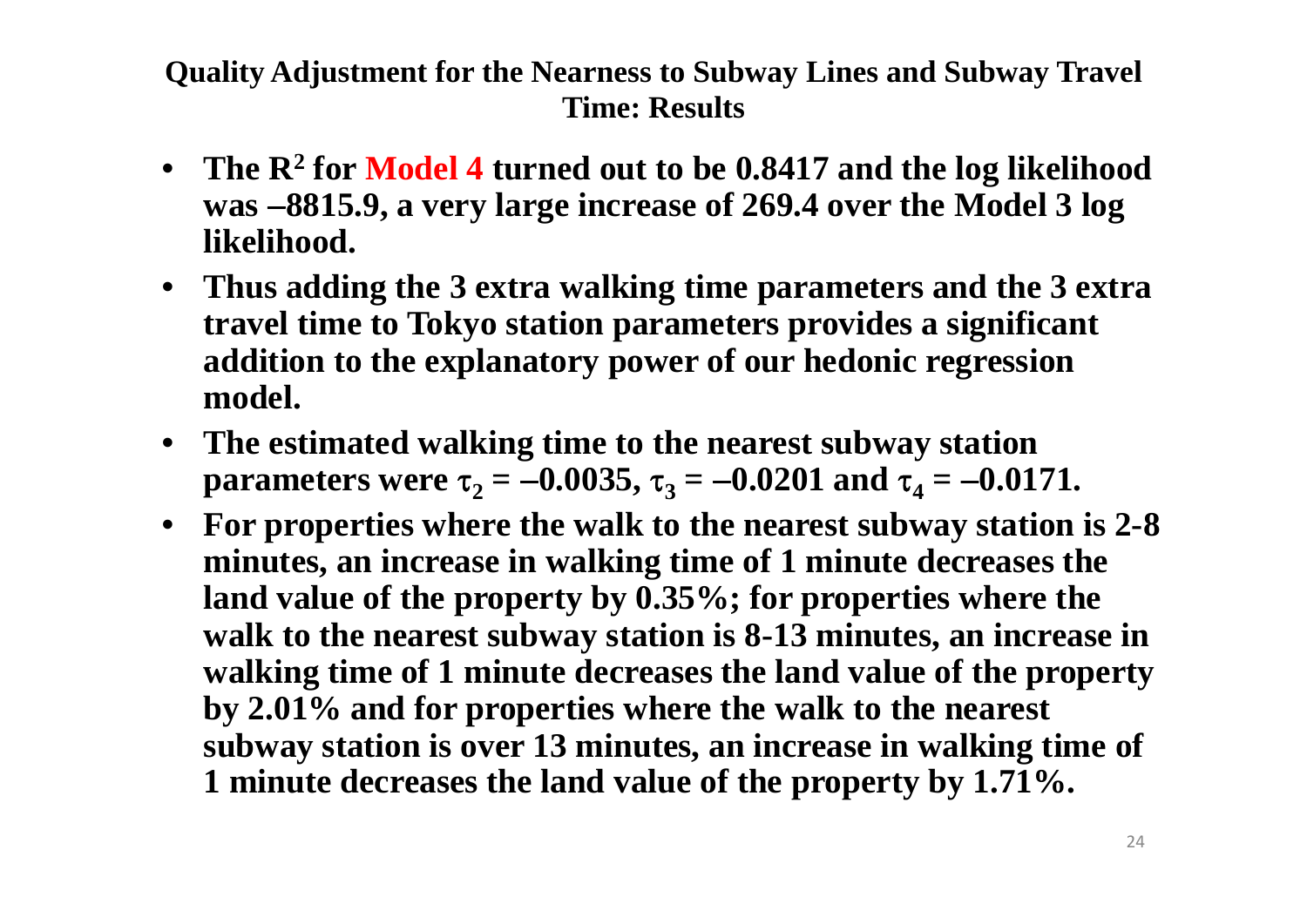## Quality Adjustment for the Nearness to Subway Lines and Subway Travel Time: Results

- **The $R^2$ for Model 4 turned out to be 0.8417 and the log likelihood was –8815.9, a very large increase of 269.4 over the Model 3 log likelihood.**
- **Thus adding the 3 extra walking time parameters and the 3 extra travel time to Tokyo station parameters provides a significant addition to the explanatory power of our hedonic regression model.**
- **The estimated walking time to the nearest subway station parameters were $\tau_2 = -0.0035$, $\tau_3 = -0.0201$ and $\tau_4 = -0.0171$.**
- **For properties where the walk to the nearest subway station is 2-8 minutes, an increase in walking time of 1 minute decreases the land value of the property by 0.35%; for properties where the walk to the nearest subway station is 8-13 minutes, an increase in walking time of 1 minute decreases the land value of the property by 2.01% and for properties where the walk to the nearest subway station is over 13 minutes, an increase in walking time of 1 minute decreases the land value of the property by 1.71%.**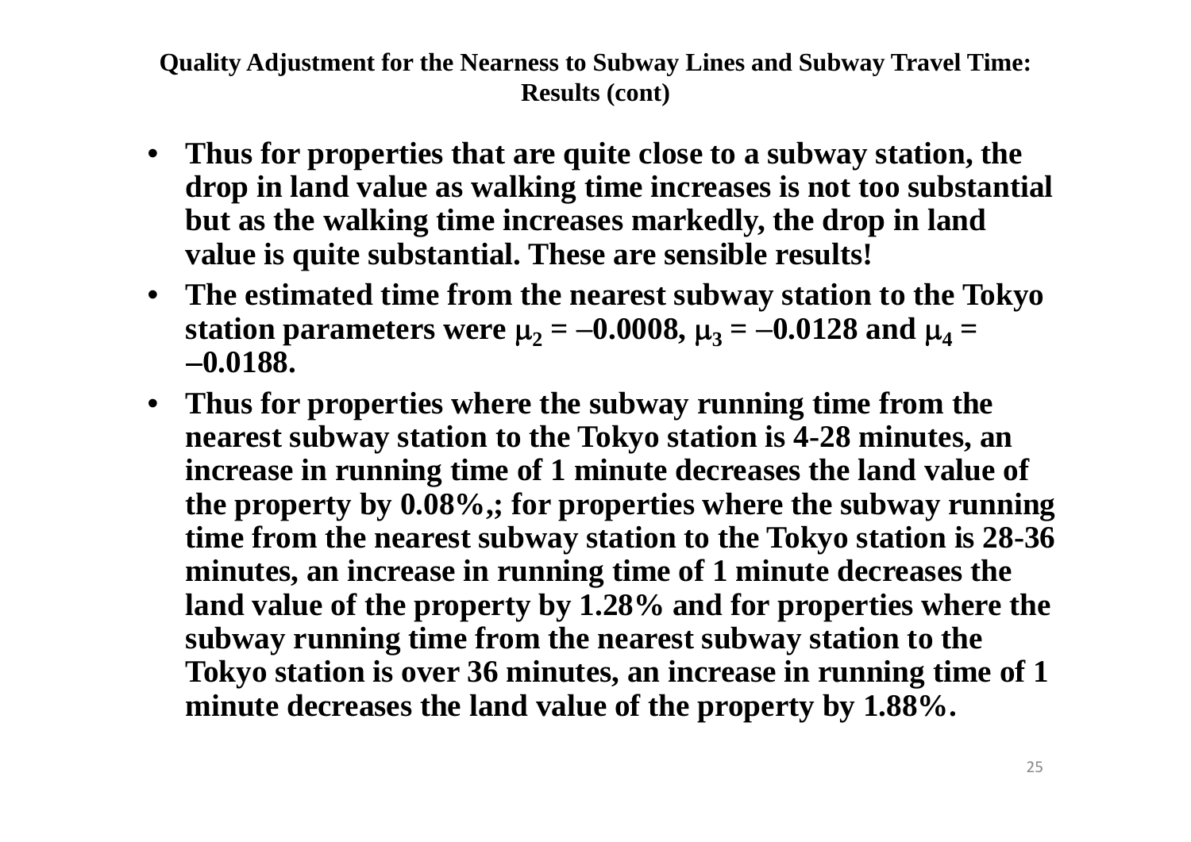## Quality Adjustment for the Nearness to Subway Lines and Subway Travel Time: Results (cont)

- **Thus for properties that are quite close to a subway station, the drop in land value as walking time increases is not too substantial but as the walking time increases markedly, the drop in land value is quite substantial. These are sensible results!**
- **The estimated time from the nearest subway station to the Tokyo station parameters were $\mu_2 = -0.0008$, $\mu_3 = -0.0128$ and $\mu_4 = -0.0188$.**
- **Thus for properties where the subway running time from the nearest subway station to the Tokyo station is 4-28 minutes, an increase in running time of 1 minute decreases the land value of the property by 0.08%,; for properties where the subway running time from the nearest subway station to the Tokyo station is 28-36 minutes, an increase in running time of 1 minute decreases the land value of the property by 1.28% and for properties where the subway running time from the nearest subway station to the Tokyo station is over 36 minutes, an increase in running time of 1 minute decreases the land value of the property by 1.88%.**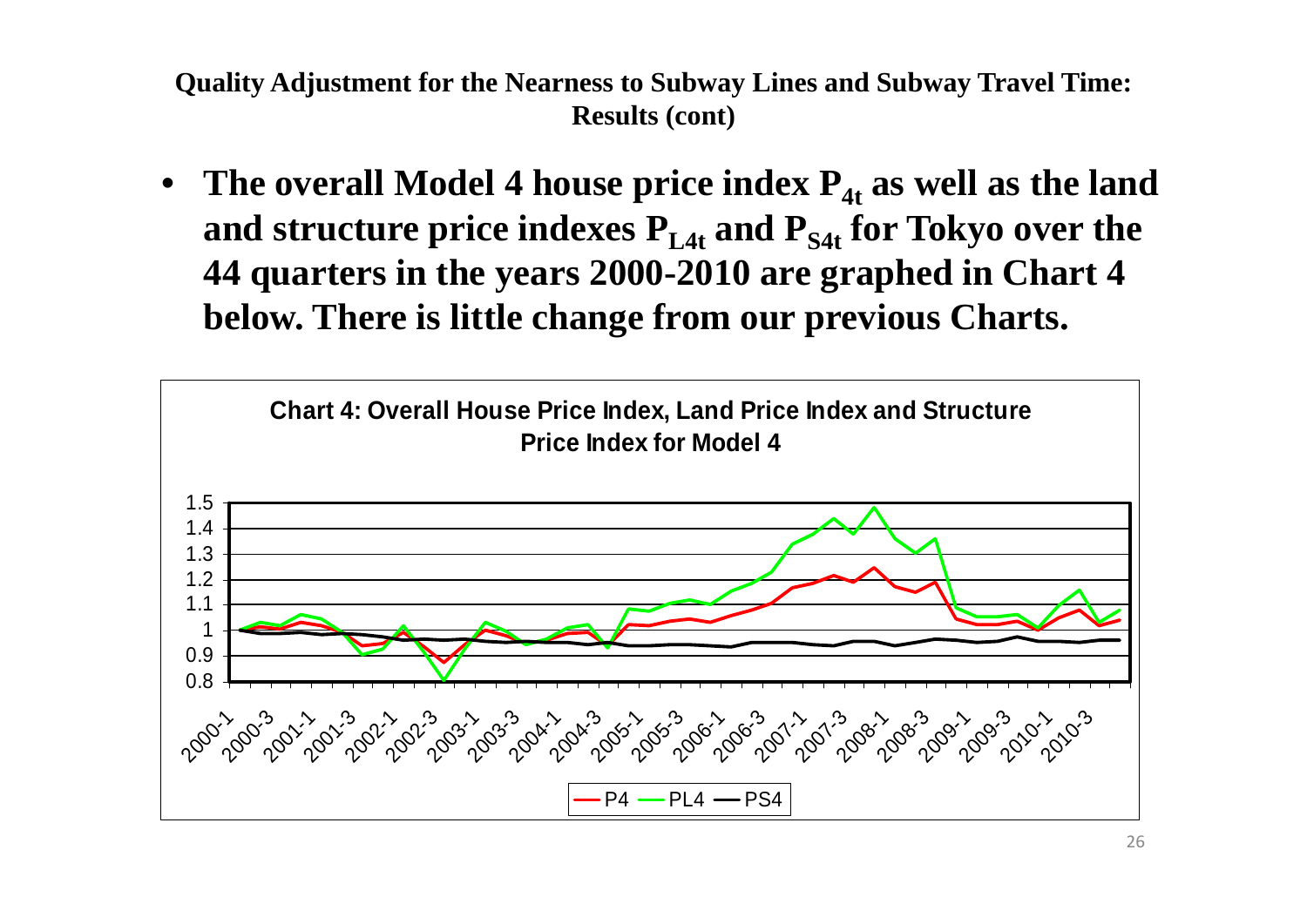**Quality Adjustment for the Nearness to Subway Lines and Subway Travel Time: Results (cont)**

- **The overall Model 4 house price index $P_{4t}$ as well as the land and structure price indexes $P_{L4t}$ and $P_{S4t}$ for Tokyo over the 44 quarters in the years 2000-2010 are graphed in Chart 4 below. There is little change from our previous Charts.**

**Chart 4: Overall House Price Index, Land Price Index and Structure Price Index for Model 4**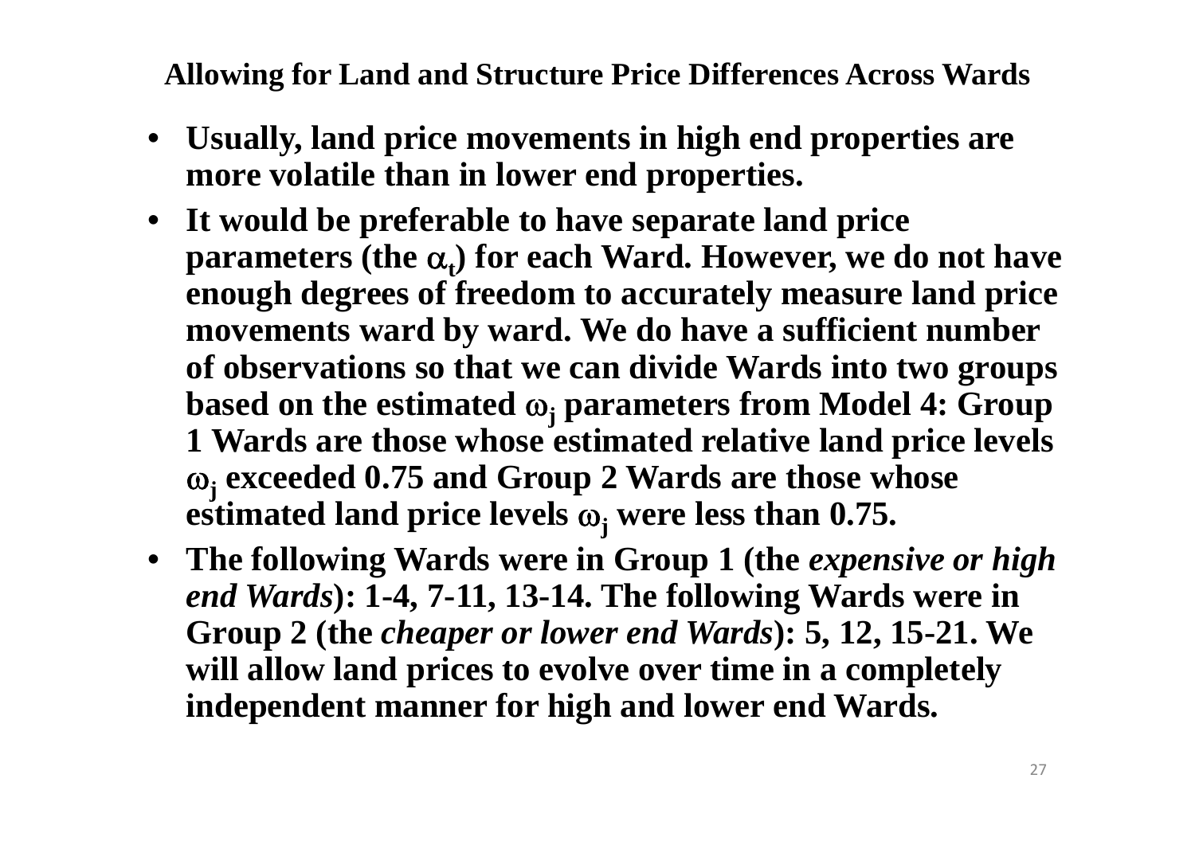## Allowing for Land and Structure Price Differences Across Wards

- **Usually, land price movements in high end properties are more volatile than in lower end properties.**
- **It would be preferable to have separate land price parameters (the $\alpha_t$) for each Ward. However, we do not have enough degrees of freedom to accurately measure land price movements ward by ward. We do have a sufficient number of observations so that we can divide Wards into two groups based on the estimated $\omega_j$ parameters from Model 4: Group 1 Wards are those whose estimated relative land price levels $\omega_j$ exceeded 0.75 and Group 2 Wards are those whose estimated land price levels $\omega_j$ were less than 0.75.**
- **The following Wards were in Group 1 (the *expensive or high end Wards*): 1-4, 7-11, 13-14. The following Wards were in Group 2 (the *cheaper or lower end Wards*): 5, 12, 15-21. We will allow land prices to evolve over time in a completely independent manner for high and lower end Wards.**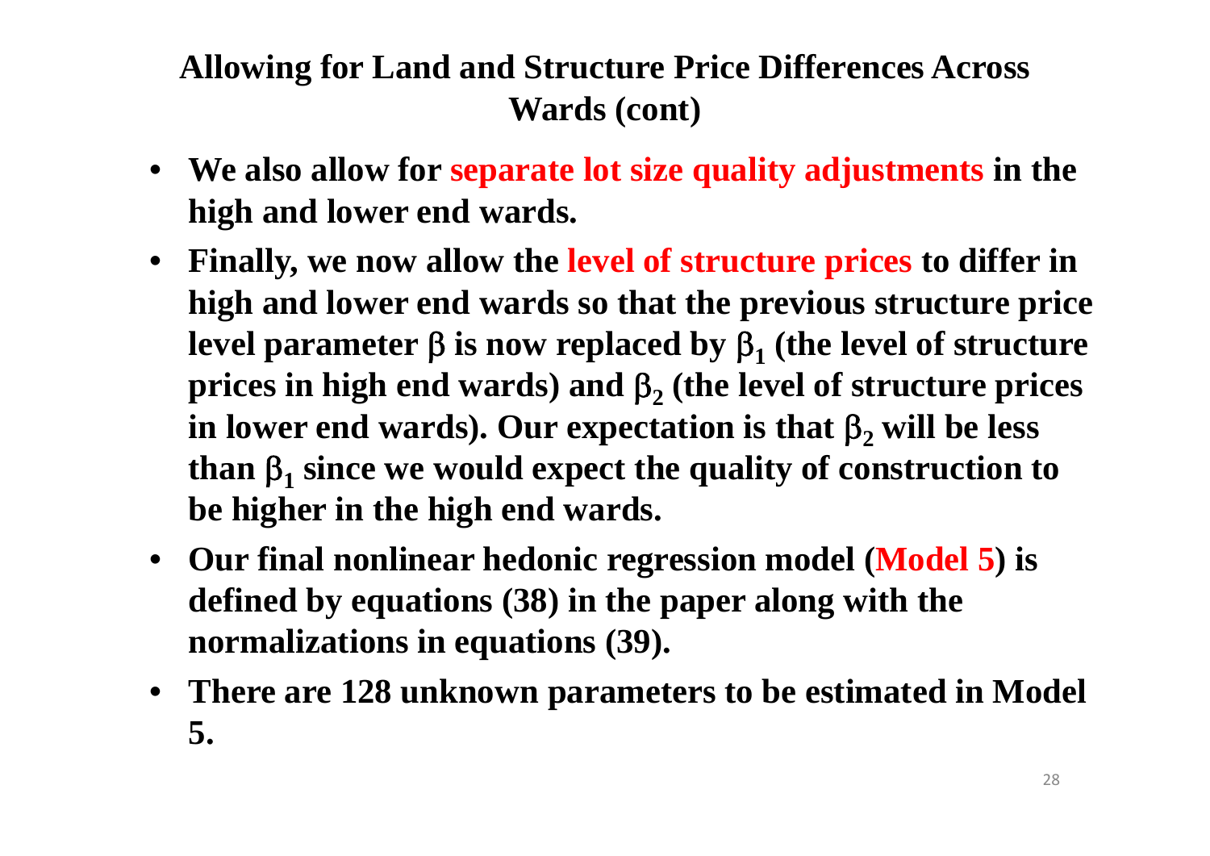## Allowing for Land and Structure Price Differences Across Wards (cont)

- **We also allow for separate lot size quality adjustments in the high and lower end wards.**
- **Finally, we now allow the level of structure prices to differ in high and lower end wards so that the previous structure price level parameter $\beta$ is now replaced by $\beta_1$ (the level of structure prices in high end wards) and $\beta_2$ (the level of structure prices in lower end wards). Our expectation is that $\beta_2$ will be less than $\beta_1$ since we would expect the quality of construction to be higher in the high end wards.**
- **Our final nonlinear hedonic regression model (Model 5) is defined by equations (38) in the paper along with the normalizations in equations (39).**
- **There are 128 unknown parameters to be estimated in Model 5.**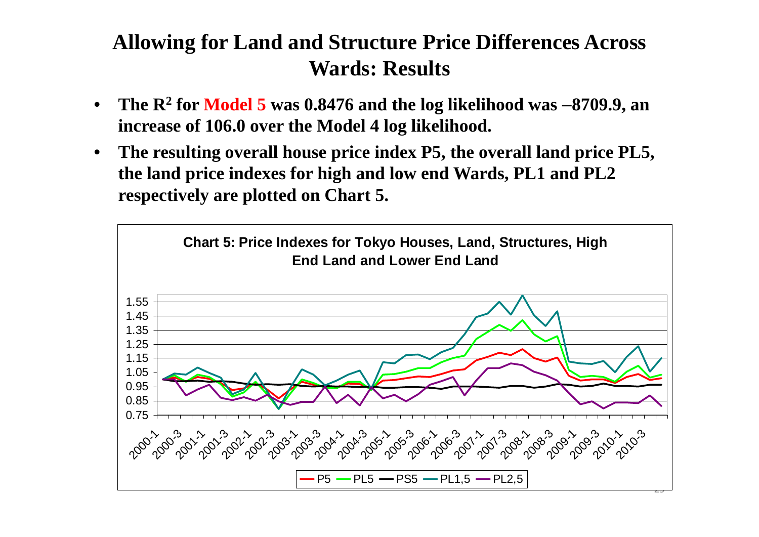# Allowing for Land and Structure Price Differences Across Wards: Results

- **The $R^2$ for Model 5 was 0.8476 and the log likelihood was −8709.9, an increase of 106.0 over the Model 4 log likelihood.**
- **The resulting overall house price index P5, the overall land price PL5, the land price indexes for high and low end Wards, PL1 and PL2 respectively are plotted on Chart 5.**

**Chart 5: Price Indexes for Tokyo Houses, Land, Structures, High End Land and Lower End Land**

Legend: P5, PL5, PS5, PL1,5, PL2,5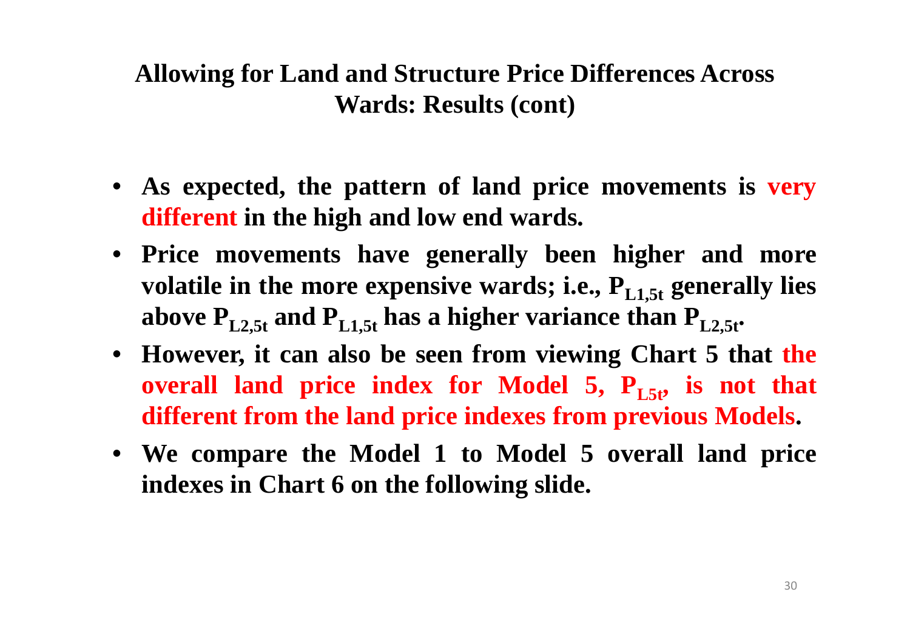## Allowing for Land and Structure Price Differences Across Wards: Results (cont)

- **As expected, the pattern of land price movements is very different in the high and low end wards.**
- **Price movements have generally been higher and more volatile in the more expensive wards; i.e., $P_{L1,5t}$ generally lies above $P_{L2,5t}$ and $P_{L1,5t}$ has a higher variance than $P_{L2,5t}$.**
- **However, it can also be seen from viewing Chart 5 that the overall land price index for Model 5, $P_{L5t}$, is not that different from the land price indexes from previous Models.**
- **We compare the Model 1 to Model 5 overall land price indexes in Chart 6 on the following slide.**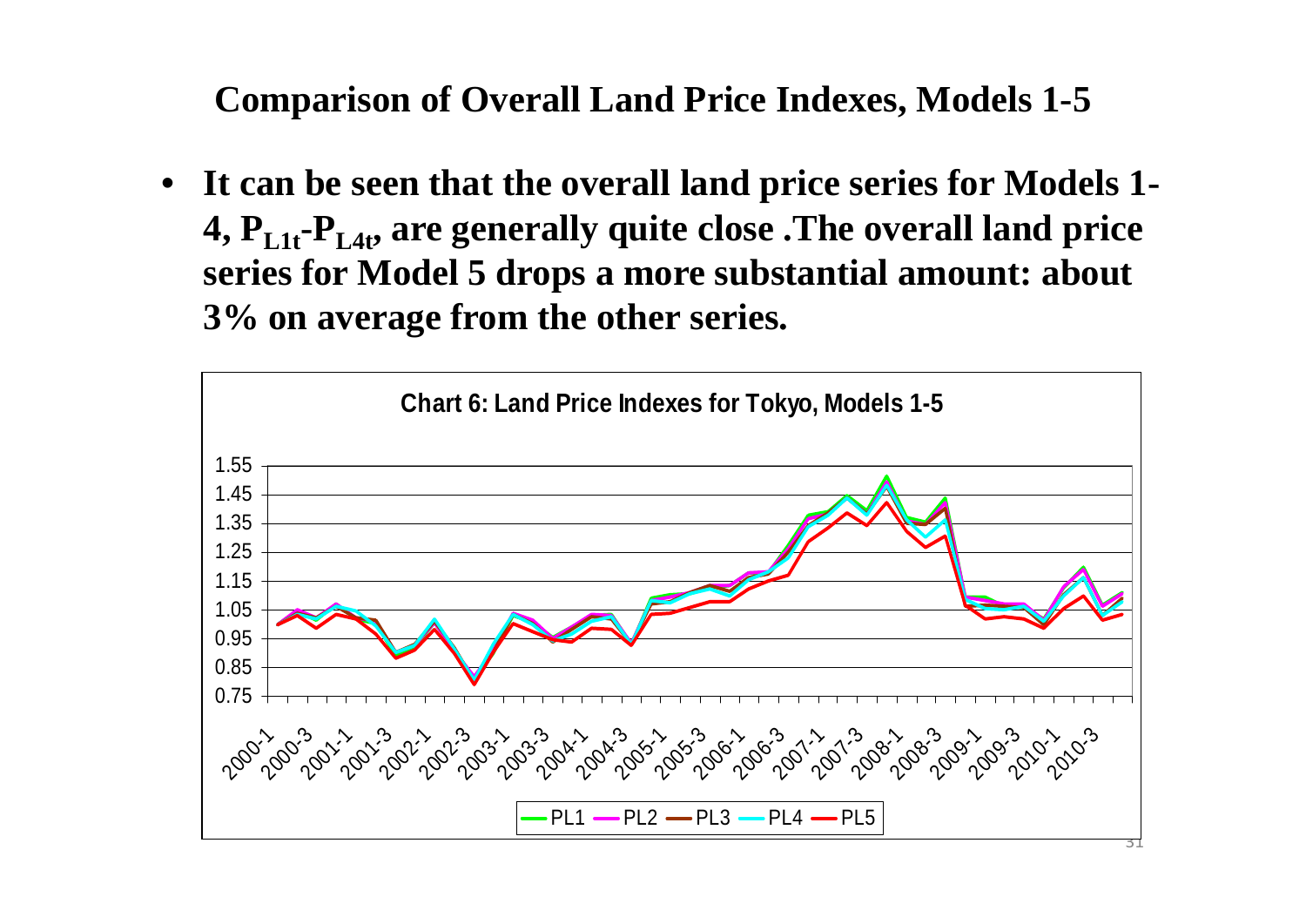## Comparison of Overall Land Price Indexes, Models 1-5

- It can be seen that the overall land price series for Models 1-4, $P_{L1t}$-$P_{L4t}$, are generally quite close .The overall land price series for Model 5 drops a more substantial amount: about 3% on average from the other series.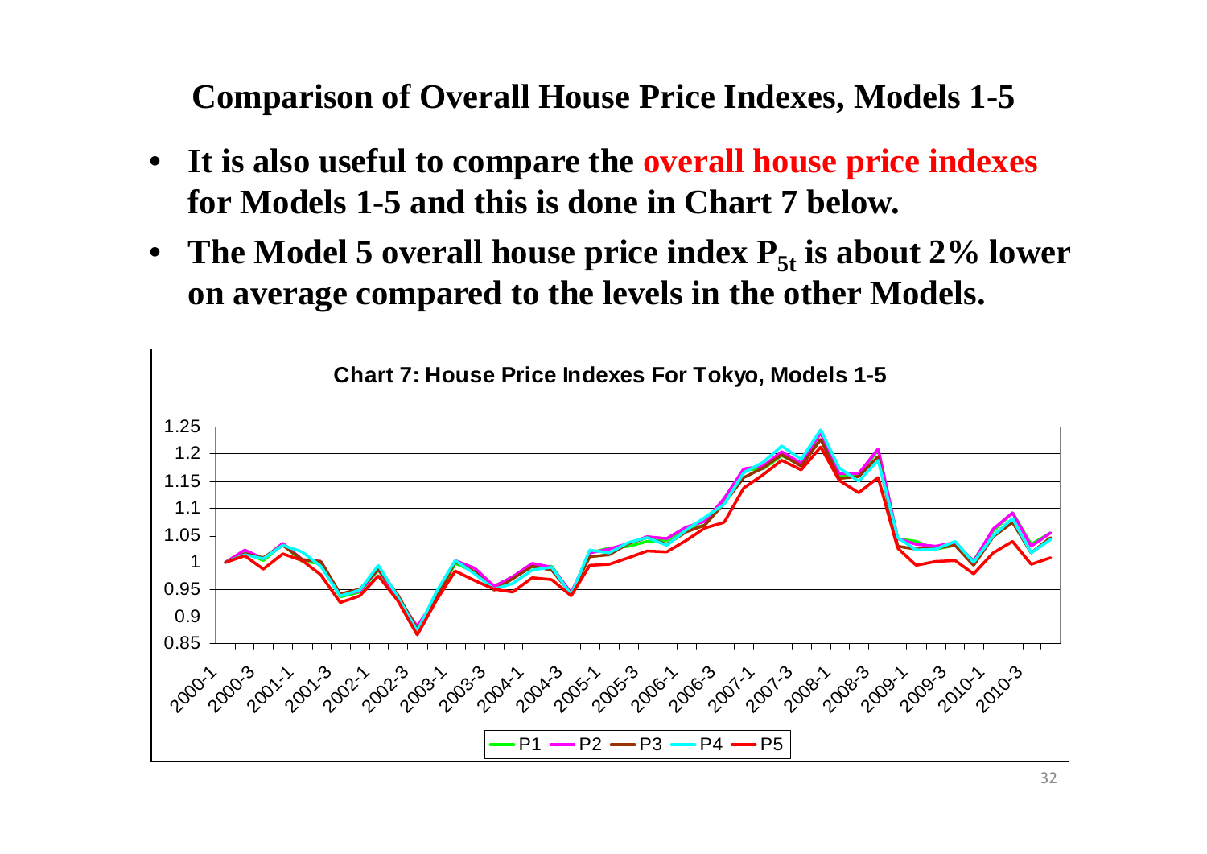# Comparison of Overall House Price Indexes, Models 1-5

- **It is also useful to compare the overall house price indexes for Models 1-5 and this is done in Chart 7 below.**
- **The Model 5 overall house price index $P_{5t}$ is about 2% lower on average compared to the levels in the other Models.**

**Chart 7: House Price Indexes For Tokyo, Models 1-5**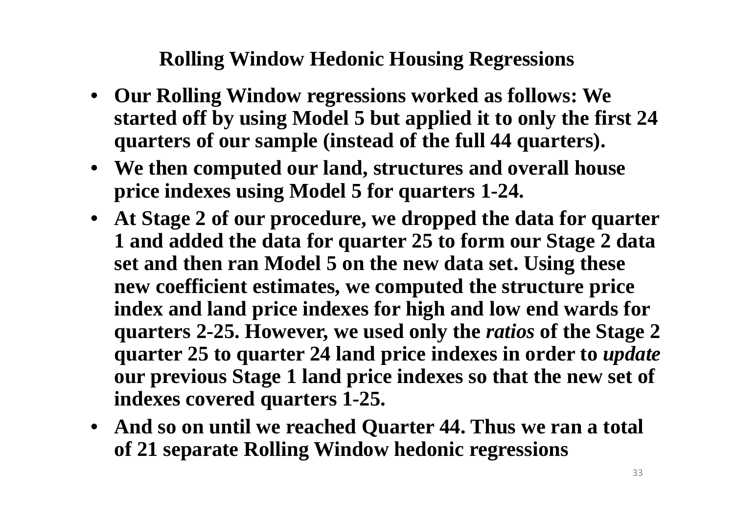## Rolling Window Hedonic Housing Regressions

- **Our Rolling Window regressions worked as follows: We started off by using Model 5 but applied it to only the first 24 quarters of our sample (instead of the full 44 quarters).**
- **We then computed our land, structures and overall house price indexes using Model 5 for quarters 1-24.**
- **At Stage 2 of our procedure, we dropped the data for quarter 1 and added the data for quarter 25 to form our Stage 2 data set and then ran Model 5 on the new data set. Using these new coefficient estimates, we computed the structure price index and land price indexes for high and low end wards for quarters 2-25. However, we used only the *ratios* of the Stage 2 quarter 25 to quarter 24 land price indexes in order to *update* our previous Stage 1 land price indexes so that the new set of indexes covered quarters 1-25.**
- **And so on until we reached Quarter 44. Thus we ran a total of 21 separate Rolling Window hedonic regressions**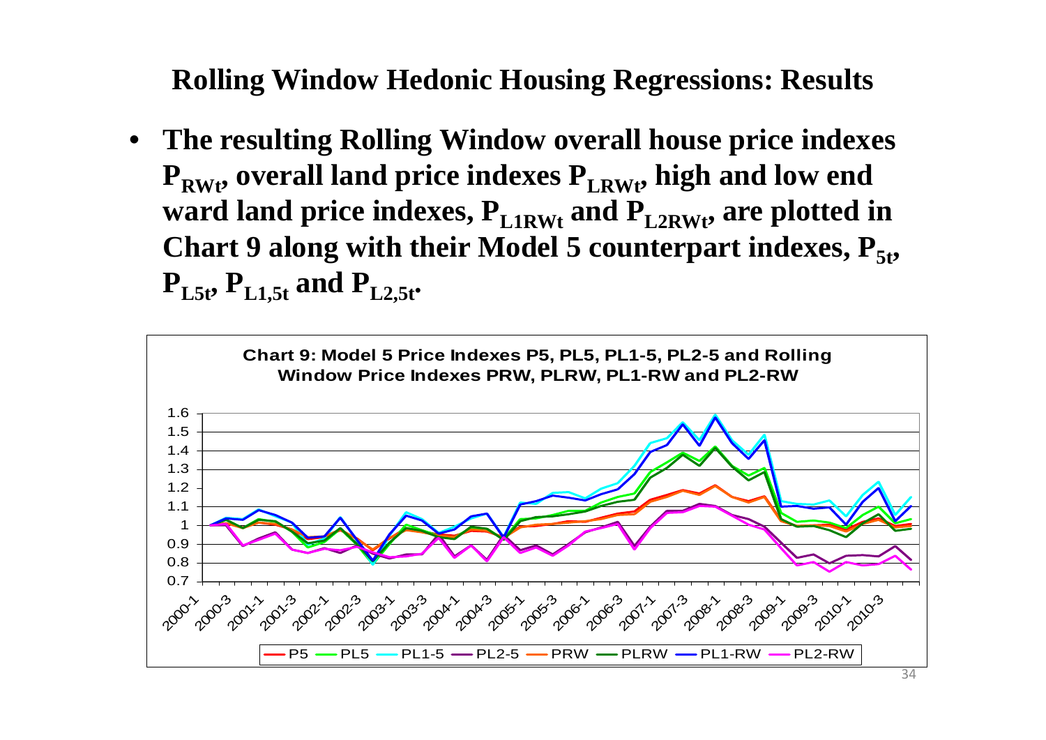# Rolling Window Hedonic Housing Regressions: Results

- The resulting Rolling Window overall house price indexes $P_{RWt}$, overall land price indexes $P_{LRWt}$, high and low end ward land price indexes, $P_{L1RWt}$ and $P_{L2RWt}$, are plotted in Chart 9 along with their Model 5 counterpart indexes, $P_{5t}$, $P_{L5t}$, $P_{L1,5t}$ and $P_{L2,5t}$.

**Chart 9: Model 5 Price Indexes P5, PL5, PL1-5, PL2-5 and Rolling Window Price Indexes PRW, PLRW, PL1-RW and PL2-RW**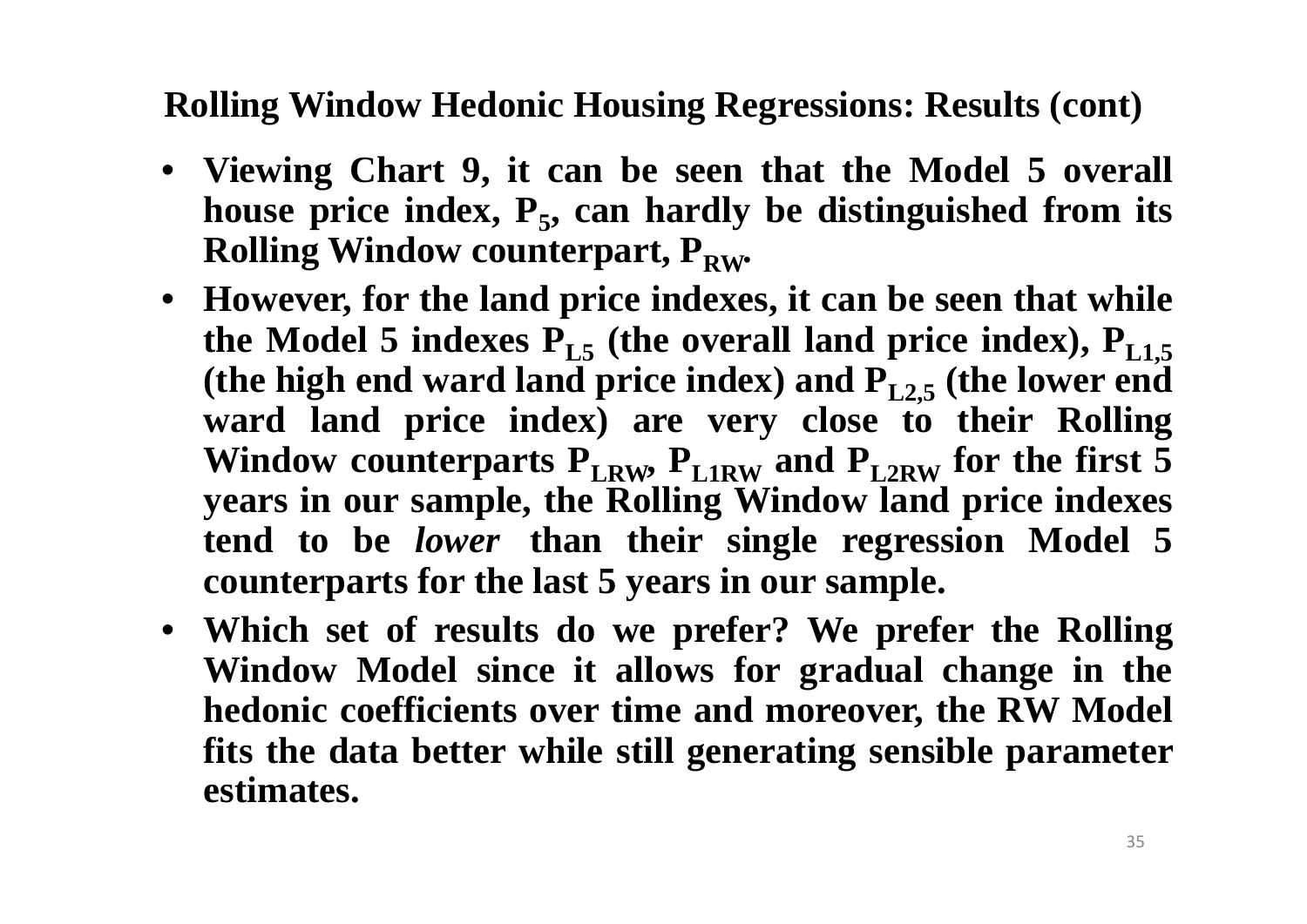## Rolling Window Hedonic Housing Regressions: Results (cont)

- **Viewing Chart 9, it can be seen that the Model 5 overall house price index, $P_5$, can hardly be distinguished from its Rolling Window counterpart, $P_{RW}$.**
- **However, for the land price indexes, it can be seen that while the Model 5 indexes $P_{L5}$ (the overall land price index), $P_{L1,5}$ (the high end ward land price index) and $P_{L2,5}$ (the lower end ward land price index) are very close to their Rolling Window counterparts $P_{LRW}$, $P_{L1RW}$ and $P_{L2RW}$ for the first 5 years in our sample, the Rolling Window land price indexes tend to be *lower* than their single regression Model 5 counterparts for the last 5 years in our sample.**
- **Which set of results do we prefer? We prefer the Rolling Window Model since it allows for gradual change in the hedonic coefficients over time and moreover, the RW Model fits the data better while still generating sensible parameter estimates.**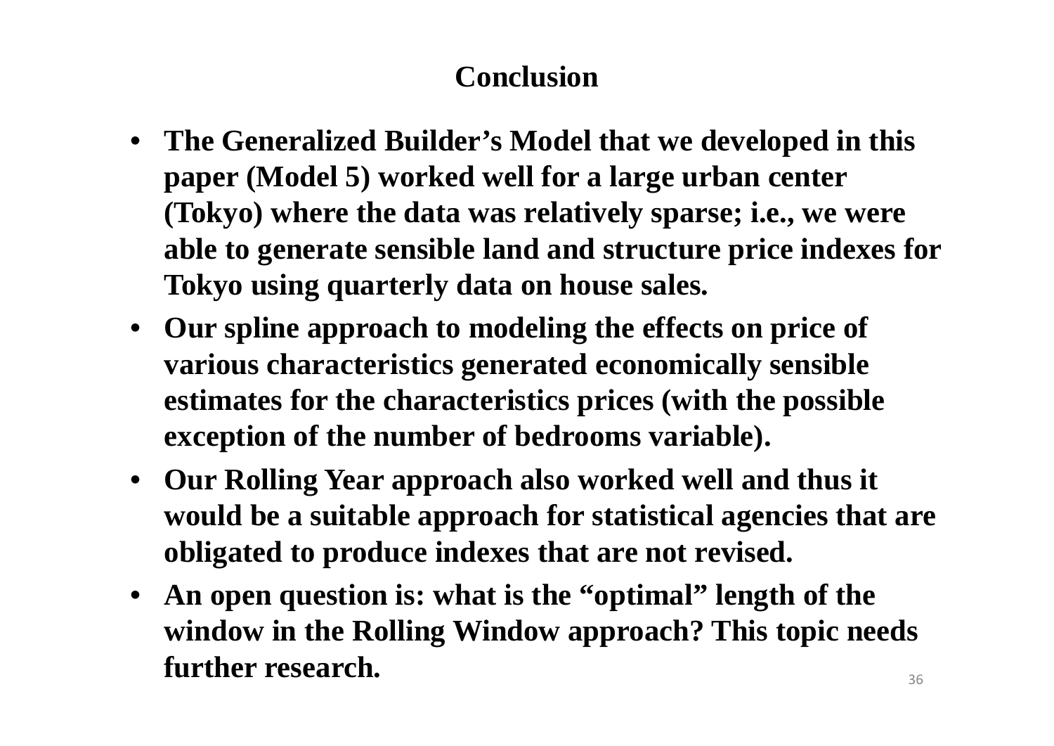# Conclusion

- **The Generalized Builder's Model that we developed in this paper (Model 5) worked well for a large urban center (Tokyo) where the data was relatively sparse; i.e., we were able to generate sensible land and structure price indexes for Tokyo using quarterly data on house sales.**
- **Our spline approach to modeling the effects on price of various characteristics generated economically sensible estimates for the characteristics prices (with the possible exception of the number of bedrooms variable).**
- **Our Rolling Year approach also worked well and thus it would be a suitable approach for statistical agencies that are obligated to produce indexes that are not revised.**
- **An open question is: what is the "optimal" length of the window in the Rolling Window approach? This topic needs further research.**